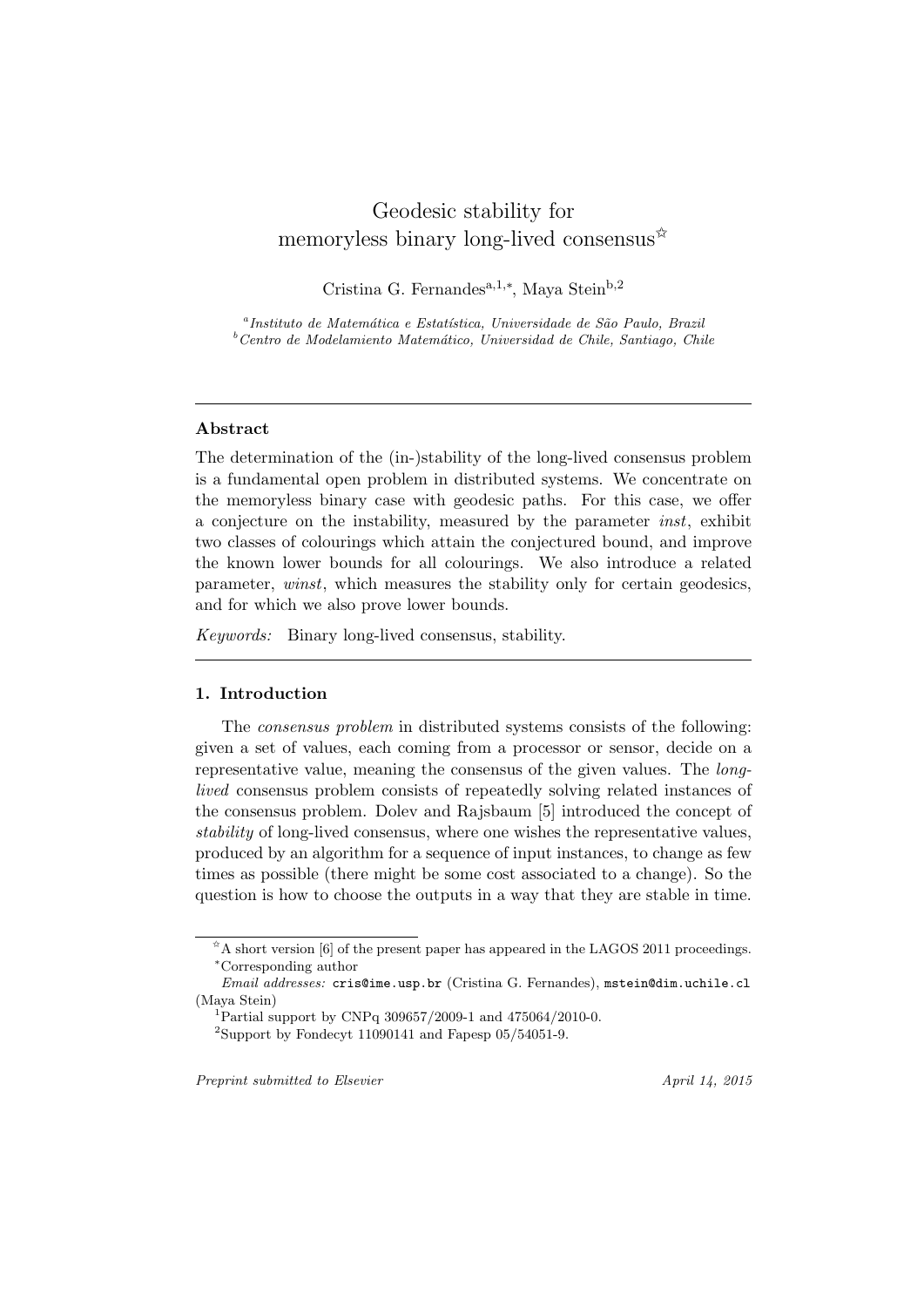# Geodesic stability for memoryless binary long-lived consensus[☆]

Cristina G. Fernandes[a,1,*], Maya Stein[b,2]

[a] *Instituto de Matemática e Estatística, Universidade de São Paulo, Brazil*
[b] *Centro de Modelamiento Matemático, Universidad de Chile, Santiago, Chile*

---

### Abstract

The determination of the (in-)stability of the long-lived consensus problem is a fundamental open problem in distributed systems. We concentrate on the memoryless binary case with geodesic paths. For this case, we offer a conjecture on the instability, measured by the parameter *inst*, exhibit two classes of colourings which attain the conjectured bound, and improve the known lower bounds for all colourings. We also introduce a related parameter, *winst*, which measures the stability only for certain geodesics, and for which we also prove lower bounds.

*Keywords:* Binary long-lived consensus, stability.

---

## 1. Introduction

The *consensus problem* in distributed systems consists of the following: given a set of values, each coming from a processor or sensor, decide on a representative value, meaning the consensus of the given values. The *long-lived* consensus problem consists of repeatedly solving related instances of the consensus problem. Dolev and Rajsbaum [5] introduced the concept of *stability* of long-lived consensus, where one wishes the representative values, produced by an algorithm for a sequence of input instances, to change as few times as possible (there might be some cost associated to a change). So the question is how to choose the outputs in a way that they are stable in time.

---

[☆] A short version [6] of the present paper has appeared in the LAGOS 2011 proceedings.
[*] Corresponding author

*Email addresses:* `cris@ime.usp.br` (Cristina G. Fernandes), `mstein@dim.uchile.cl` (Maya Stein)

[1] Partial support by CNPq 309657/2009-1 and 475064/2010-0.
[2] Support by Fondecyt 11090141 and Fapesp 05/54051-9.

*Preprint submitted to Elsevier* April 14, 2015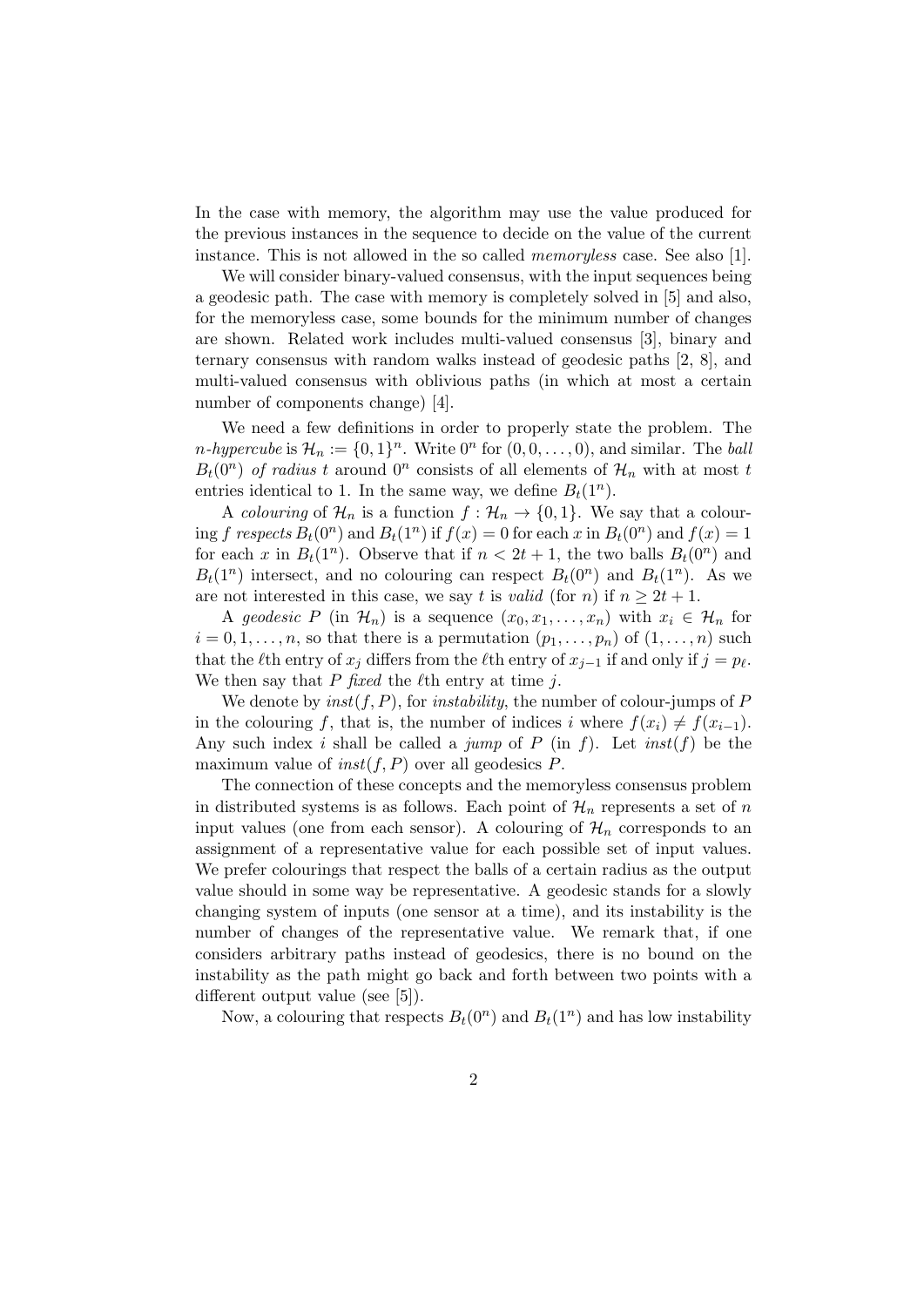In the case with memory, the algorithm may use the value produced for the previous instances in the sequence to decide on the value of the current instance. This is not allowed in the so called *memoryless* case. See also [1].

We will consider binary-valued consensus, with the input sequences being a geodesic path. The case with memory is completely solved in [5] and also, for the memoryless case, some bounds for the minimum number of changes are shown. Related work includes multi-valued consensus [3], binary and ternary consensus with random walks instead of geodesic paths [2, 8], and multi-valued consensus with oblivious paths (in which at most a certain number of components change) [4].

We need a few definitions in order to properly state the problem. The *n-hypercube* is $\mathcal{H}_n := \{0,1\}^n$. Write $0^n$ for $(0, 0, \ldots, 0)$, and similar. The *ball* $B_t(0^n)$ *of radius* $t$ around $0^n$ consists of all elements of $\mathcal{H}_n$ with at most $t$ entries identical to 1. In the same way, we define $B_t(1^n)$.

A *colouring* of $\mathcal{H}_n$ is a function $f : \mathcal{H}_n \to \{0,1\}$. We say that a colouring $f$ *respects* $B_t(0^n)$ and $B_t(1^n)$ if $f(x) = 0$ for each $x$ in $B_t(0^n)$ and $f(x) = 1$ for each $x$ in $B_t(1^n)$. Observe that if $n < 2t + 1$, the two balls $B_t(0^n)$ and $B_t(1^n)$ intersect, and no colouring can respect $B_t(0^n)$ and $B_t(1^n)$. As we are not interested in this case, we say $t$ is *valid* (for $n$) if $n \geq 2t + 1$.

A *geodesic* $P$ (in $\mathcal{H}_n$) is a sequence $(x_0, x_1, \ldots, x_n)$ with $x_i \in \mathcal{H}_n$ for $i = 0, 1, \ldots, n$, so that there is a permutation $(p_1, \ldots, p_n)$ of $(1, \ldots, n)$ such that the $\ell$th entry of $x_j$ differs from the $\ell$th entry of $x_{j-1}$ if and only if $j = p_\ell$. We then say that $P$ *fixed* the $\ell$th entry at time $j$.

We denote by $inst(f, P)$, for *instability*, the number of colour-jumps of $P$ in the colouring $f$, that is, the number of indices $i$ where $f(x_i) \neq f(x_{i-1})$. Any such index $i$ shall be called a *jump* of $P$ (in $f$). Let $inst(f)$ be the maximum value of $inst(f, P)$ over all geodesics $P$.

The connection of these concepts and the memoryless consensus problem in distributed systems is as follows. Each point of $\mathcal{H}_n$ represents a set of $n$ input values (one from each sensor). A colouring of $\mathcal{H}_n$ corresponds to an assignment of a representative value for each possible set of input values. We prefer colourings that respect the balls of a certain radius as the output value should in some way be representative. A geodesic stands for a slowly changing system of inputs (one sensor at a time), and its instability is the number of changes of the representative value. We remark that, if one considers arbitrary paths instead of geodesics, there is no bound on the instability as the path might go back and forth between two points with a different output value (see [5]).

Now, a colouring that respects $B_t(0^n)$ and $B_t(1^n)$ and has low instability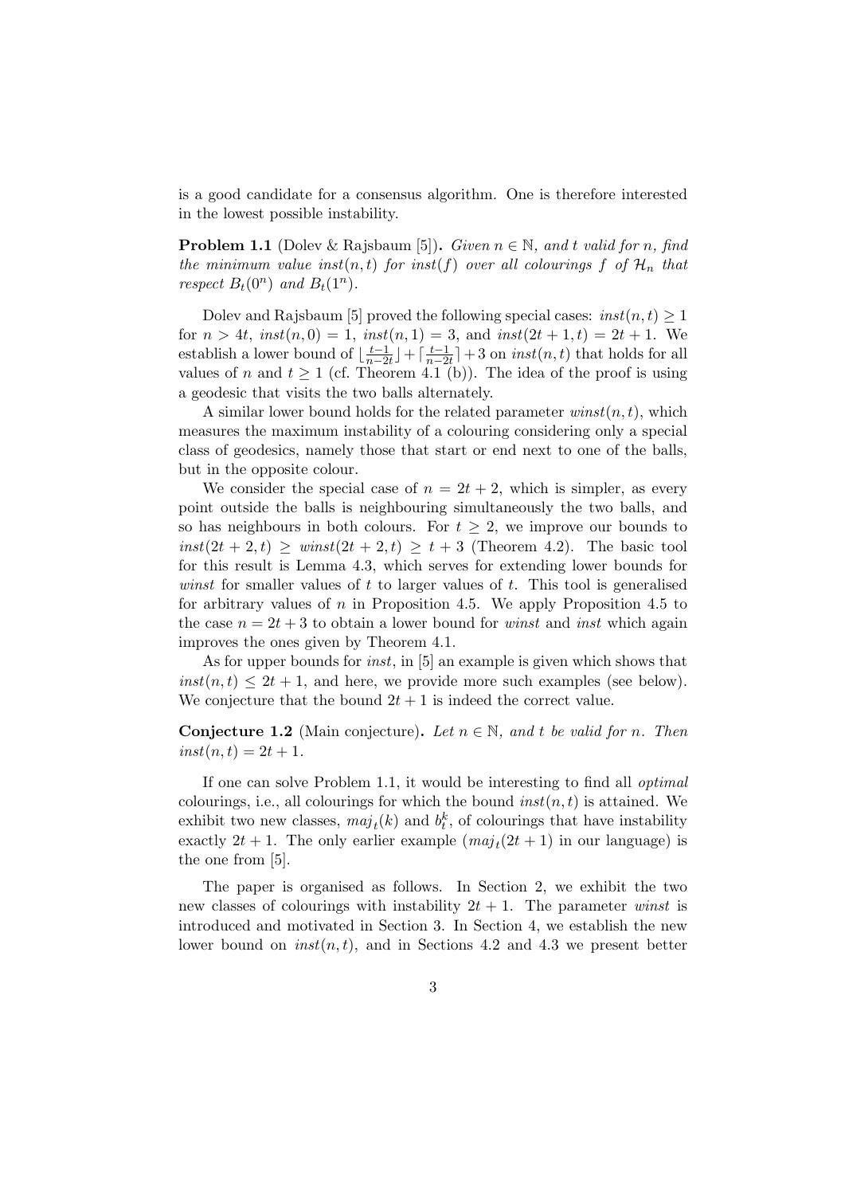is a good candidate for a consensus algorithm. One is therefore interested in the lowest possible instability.

**Problem 1.1** (Dolev & Rajsbaum [5])**.** *Given $n \in \mathbb{N}$, and $t$ valid for $n$, find the minimum value $inst(n,t)$ for $inst(f)$ over all colourings $f$ of $\mathcal{H}_n$ that respect $B_t(0^n)$ and $B_t(1^n)$.*

Dolev and Rajsbaum [5] proved the following special cases: $inst(n,t) \geq 1$ for $n > 4t$, $inst(n,0) = 1$, $inst(n,1) = 3$, and $inst(2t+1,t) = 2t+1$. We establish a lower bound of $\lfloor \frac{t-1}{n-2t} \rfloor + \lceil \frac{t-1}{n-2t} \rceil + 3$ on $inst(n,t)$ that holds for all values of $n$ and $t \geq 1$ (cf. Theorem 4.1 (b)). The idea of the proof is using a geodesic that visits the two balls alternately.

A similar lower bound holds for the related parameter $winst(n,t)$, which measures the maximum instability of a colouring considering only a special class of geodesics, namely those that start or end next to one of the balls, but in the opposite colour.

We consider the special case of $n = 2t+2$, which is simpler, as every point outside the balls is neighbouring simultaneously the two balls, and so has neighbours in both colours. For $t \geq 2$, we improve our bounds to $inst(2t+2,t) \geq winst(2t+2,t) \geq t+3$ (Theorem 4.2). The basic tool for this result is Lemma 4.3, which serves for extending lower bounds for *winst* for smaller values of $t$ to larger values of $t$. This tool is generalised for arbitrary values of $n$ in Proposition 4.5. We apply Proposition 4.5 to the case $n = 2t+3$ to obtain a lower bound for *winst* and *inst* which again improves the ones given by Theorem 4.1.

As for upper bounds for *inst*, in [5] an example is given which shows that $inst(n,t) \leq 2t+1$, and here, we provide more such examples (see below). We conjecture that the bound $2t+1$ is indeed the correct value.

**Conjecture 1.2** (Main conjecture)**.** *Let $n \in \mathbb{N}$, and $t$ be valid for $n$. Then $inst(n,t) = 2t+1$.*

If one can solve Problem 1.1, it would be interesting to find all *optimal* colourings, i.e., all colourings for which the bound $inst(n,t)$ is attained. We exhibit two new classes, $maj_t(k)$ and $b_t^k$, of colourings that have instability exactly $2t+1$. The only earlier example ($maj_t(2t+1)$ in our language) is the one from [5].

The paper is organised as follows. In Section 2, we exhibit the two new classes of colourings with instability $2t+1$. The parameter *winst* is introduced and motivated in Section 3. In Section 4, we establish the new lower bound on $inst(n,t)$, and in Sections 4.2 and 4.3 we present better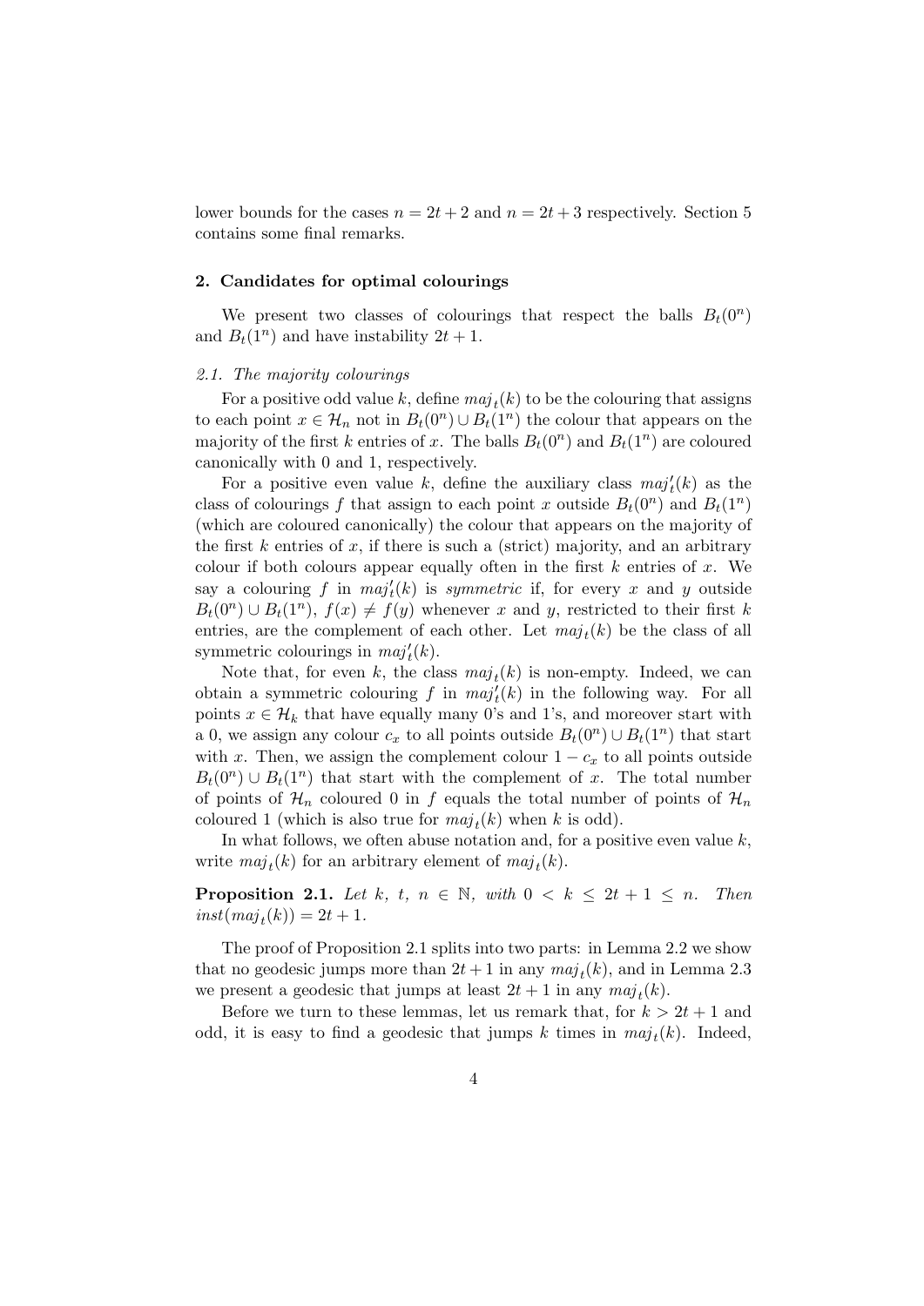lower bounds for the cases $n = 2t+2$ and $n = 2t+3$ respectively. Section 5 contains some final remarks.

## 2. Candidates for optimal colourings

We present two classes of colourings that respect the balls $B_t(0^n)$ and $B_t(1^n)$ and have instability $2t+1$.

### *2.1. The majority colourings*

For a positive odd value $k$, define $maj_t(k)$ to be the colouring that assigns to each point $x \in \mathcal{H}_n$ not in $B_t(0^n) \cup B_t(1^n)$ the colour that appears on the majority of the first $k$ entries of $x$. The balls $B_t(0^n)$ and $B_t(1^n)$ are coloured canonically with 0 and 1, respectively.

For a positive even value $k$, define the auxiliary class $maj'_t(k)$ as the class of colourings $f$ that assign to each point $x$ outside $B_t(0^n)$ and $B_t(1^n)$ (which are coloured canonically) the colour that appears on the majority of the first $k$ entries of $x$, if there is such a (strict) majority, and an arbitrary colour if both colours appear equally often in the first $k$ entries of $x$. We say a colouring $f$ in $maj'_t(k)$ is *symmetric* if, for every $x$ and $y$ outside $B_t(0^n) \cup B_t(1^n)$, $f(x) \neq f(y)$ whenever $x$ and $y$, restricted to their first $k$ entries, are the complement of each other. Let $maj_t(k)$ be the class of all symmetric colourings in $maj'_t(k)$.

Note that, for even $k$, the class $maj_t(k)$ is non-empty. Indeed, we can obtain a symmetric colouring $f$ in $maj'_t(k)$ in the following way. For all points $x \in \mathcal{H}_k$ that have equally many 0's and 1's, and moreover start with a 0, we assign any colour $c_x$ to all points outside $B_t(0^n) \cup B_t(1^n)$ that start with $x$. Then, we assign the complement colour $1 - c_x$ to all points outside $B_t(0^n) \cup B_t(1^n)$ that start with the complement of $x$. The total number of points of $\mathcal{H}_n$ coloured 0 in $f$ equals the total number of points of $\mathcal{H}_n$ coloured 1 (which is also true for $maj_t(k)$ when $k$ is odd).

In what follows, we often abuse notation and, for a positive even value $k$, write $maj_t(k)$ for an arbitrary element of $maj_t(k)$.

**Proposition 2.1.** *Let $k$, $t$, $n \in \mathbb{N}$, with $0 < k \leq 2t+1 \leq n$. Then $inst(maj_t(k)) = 2t+1$.*

The proof of Proposition 2.1 splits into two parts: in Lemma 2.2 we show that no geodesic jumps more than $2t+1$ in any $maj_t(k)$, and in Lemma 2.3 we present a geodesic that jumps at least $2t+1$ in any $maj_t(k)$.

Before we turn to these lemmas, let us remark that, for $k > 2t+1$ and odd, it is easy to find a geodesic that jumps $k$ times in $maj_t(k)$. Indeed,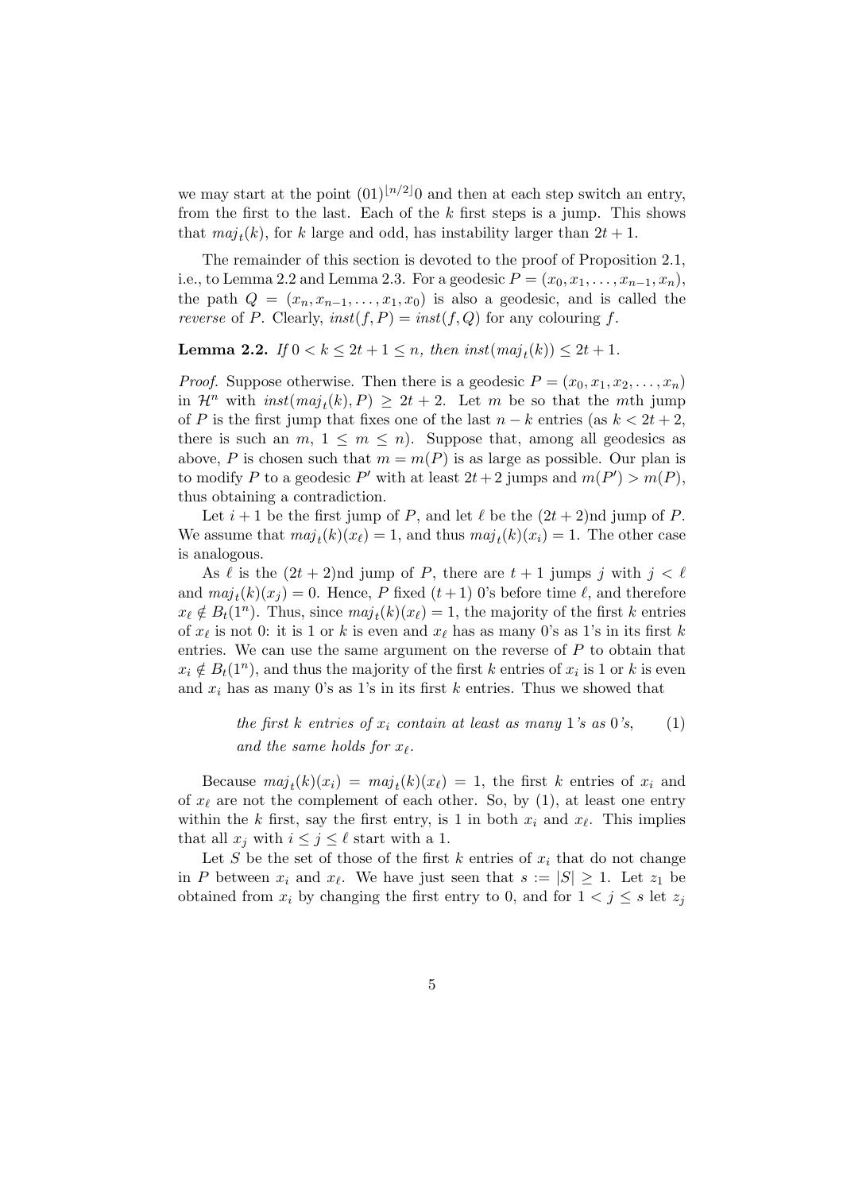we may start at the point $(01)^{\lfloor n/2 \rfloor}0$ and then at each step switch an entry, from the first to the last. Each of the $k$ first steps is a jump. This shows that $maj_t(k)$, for $k$ large and odd, has instability larger than $2t+1$.

The remainder of this section is devoted to the proof of Proposition 2.1, i.e., to Lemma 2.2 and Lemma 2.3. For a geodesic $P = (x_0, x_1, \ldots, x_{n-1}, x_n)$, the path $Q = (x_n, x_{n-1}, \ldots, x_1, x_0)$ is also a geodesic, and is called the *reverse* of $P$. Clearly, $inst(f, P) = inst(f, Q)$ for any colouring $f$.

**Lemma 2.2.** *If $0 < k \le 2t+1 \le n$, then $inst(maj_t(k)) \le 2t+1$.*

*Proof.* Suppose otherwise. Then there is a geodesic $P = (x_0, x_1, x_2, \ldots, x_n)$ in $\mathcal{H}^n$ with $inst(maj_t(k), P) \ge 2t+2$. Let $m$ be so that the $m$th jump of $P$ is the first jump that fixes one of the last $n-k$ entries (as $k < 2t+2$, there is such an $m$, $1 \le m \le n$). Suppose that, among all geodesics as above, $P$ is chosen such that $m = m(P)$ is as large as possible. Our plan is to modify $P$ to a geodesic $P'$ with at least $2t+2$ jumps and $m(P') > m(P)$, thus obtaining a contradiction.

Let $i+1$ be the first jump of $P$, and let $\ell$ be the $(2t+2)$nd jump of $P$. We assume that $maj_t(k)(x_\ell) = 1$, and thus $maj_t(k)(x_i) = 1$. The other case is analogous.

As $\ell$ is the $(2t+2)$nd jump of $P$, there are $t+1$ jumps $j$ with $j < \ell$ and $maj_t(k)(x_j) = 0$. Hence, $P$ fixed $(t+1)$ 0's before time $\ell$, and therefore $x_\ell \notin B_t(1^n)$. Thus, since $maj_t(k)(x_\ell) = 1$, the majority of the first $k$ entries of $x_\ell$ is not 0: it is 1 or $k$ is even and $x_\ell$ has as many 0's as 1's in its first $k$ entries. We can use the same argument on the reverse of $P$ to obtain that $x_i \notin B_t(1^n)$, and thus the majority of the first $k$ entries of $x_i$ is 1 or $k$ is even and $x_i$ has as many 0's as 1's in its first $k$ entries. Thus we showed that

$$\text{the first } k \text{ entries of } x_i \text{ contain at least as many 1's as 0's, and the same holds for } x_\ell. \tag{1}$$

Because $maj_t(k)(x_i) = maj_t(k)(x_\ell) = 1$, the first $k$ entries of $x_i$ and of $x_\ell$ are not the complement of each other. So, by (1), at least one entry within the $k$ first, say the first entry, is 1 in both $x_i$ and $x_\ell$. This implies that all $x_j$ with $i \le j \le \ell$ start with a 1.

Let $S$ be the set of those of the first $k$ entries of $x_i$ that do not change in $P$ between $x_i$ and $x_\ell$. We have just seen that $s := |S| \ge 1$. Let $z_1$ be obtained from $x_i$ by changing the first entry to 0, and for $1 < j \le s$ let $z_j$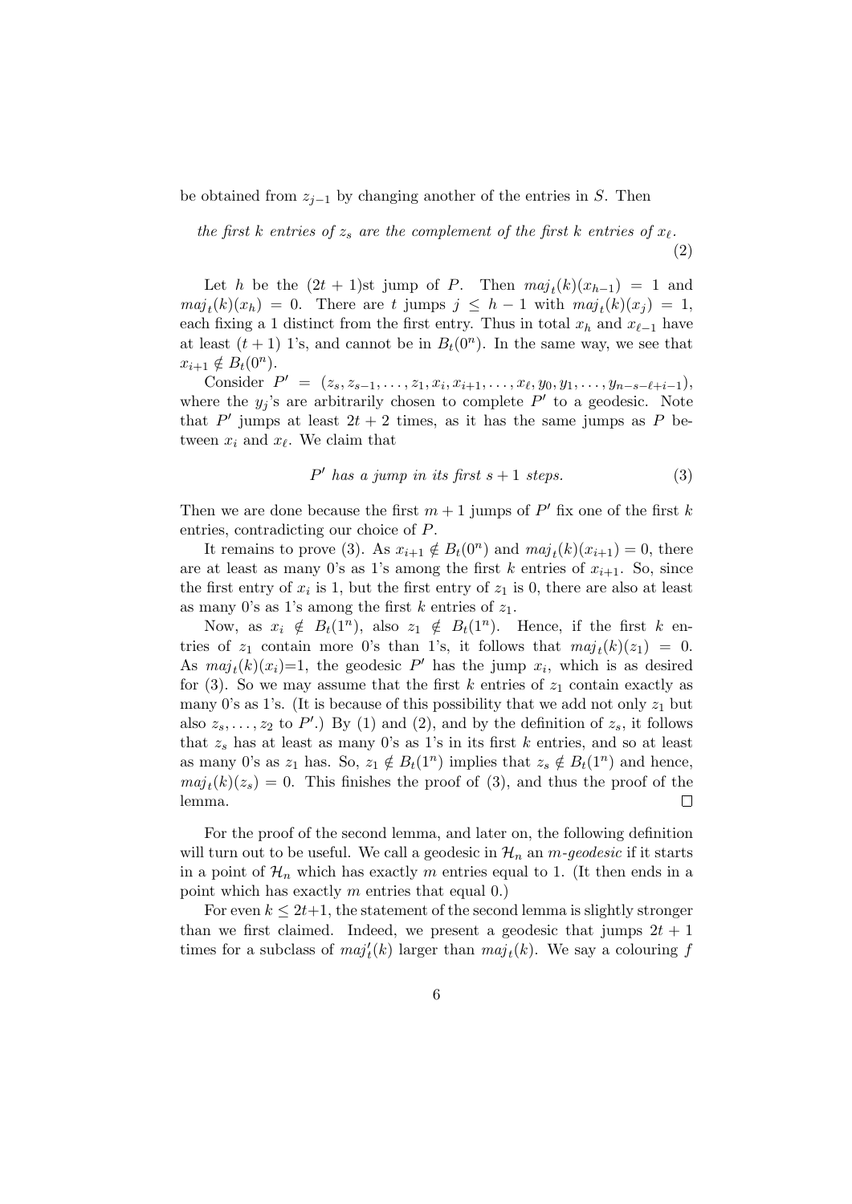be obtained from $z_{j-1}$ by changing another of the entries in $S$. Then

$$\textit{the first } k \textit{ entries of } z_s \textit{ are the complement of the first } k \textit{ entries of } x_\ell. \tag{2}$$

Let $h$ be the $(2t+1)$st jump of $P$. Then $maj_t(k)(x_{h-1}) = 1$ and $maj_t(k)(x_h) = 0$. There are $t$ jumps $j \leq h-1$ with $maj_t(k)(x_j) = 1$, each fixing a 1 distinct from the first entry. Thus in total $x_h$ and $x_{\ell-1}$ have at least $(t+1)$ 1's, and cannot be in $B_t(0^n)$. In the same way, we see that $x_{i+1} \notin B_t(0^n)$.

Consider $P' = (z_s, z_{s-1}, \ldots, z_1, x_i, x_{i+1}, \ldots, x_\ell, y_0, y_1, \ldots, y_{n-s-\ell+i-1})$, where the $y_j$'s are arbitrarily chosen to complete $P'$ to a geodesic. Note that $P'$ jumps at least $2t+2$ times, as it has the same jumps as $P$ between $x_i$ and $x_\ell$. We claim that

$$P' \textit{ has a jump in its first } s+1 \textit{ steps.} \tag{3}$$

Then we are done because the first $m+1$ jumps of $P'$ fix one of the first $k$ entries, contradicting our choice of $P$.

It remains to prove (3). As $x_{i+1} \notin B_t(0^n)$ and $maj_t(k)(x_{i+1}) = 0$, there are at least as many 0's as 1's among the first $k$ entries of $x_{i+1}$. So, since the first entry of $x_i$ is 1, but the first entry of $z_1$ is 0, there are also at least as many 0's as 1's among the first $k$ entries of $z_1$.

Now, as $x_i \notin B_t(1^n)$, also $z_1 \notin B_t(1^n)$. Hence, if the first $k$ entries of $z_1$ contain more 0's than 1's, it follows that $maj_t(k)(z_1) = 0$. As $maj_t(k)(x_i)$=1, the geodesic $P'$ has the jump $x_i$, which is as desired for (3). So we may assume that the first $k$ entries of $z_1$ contain exactly as many 0's as 1's. (It is because of this possibility that we add not only $z_1$ but also $z_s, \ldots, z_2$ to $P'$.) By (1) and (2), and by the definition of $z_s$, it follows that $z_s$ has at least as many 0's as 1's in its first $k$ entries, and so at least as many 0's as $z_1$ has. So, $z_1 \notin B_t(1^n)$ implies that $z_s \notin B_t(1^n)$ and hence, $maj_t(k)(z_s) = 0$. This finishes the proof of (3), and thus the proof of the lemma. □

For the proof of the second lemma, and later on, the following definition will turn out to be useful. We call a geodesic in $\mathcal{H}_n$ an *$m$-geodesic* if it starts in a point of $\mathcal{H}_n$ which has exactly $m$ entries equal to 1. (It then ends in a point which has exactly $m$ entries that equal 0.)

For even $k \leq 2t+1$, the statement of the second lemma is slightly stronger than we first claimed. Indeed, we present a geodesic that jumps $2t+1$ times for a subclass of $maj'_t(k)$ larger than $maj_t(k)$. We say a colouring $f$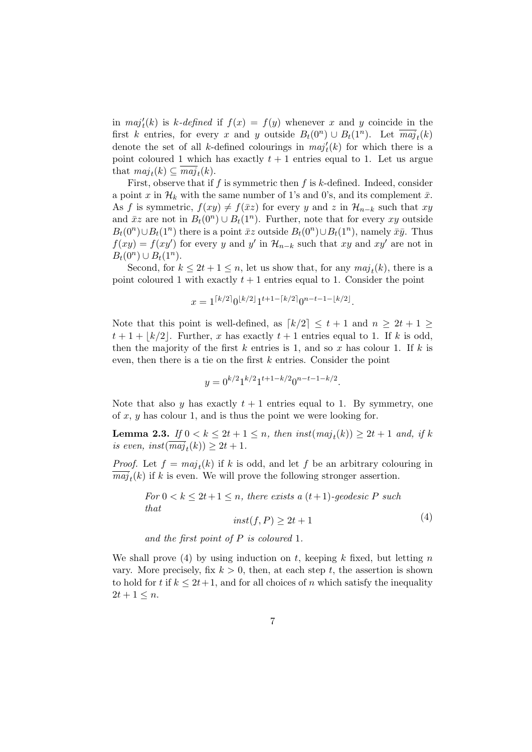in $maj'_t(k)$ is *k-defined* if $f(x) = f(y)$ whenever $x$ and $y$ coincide in the first $k$ entries, for every $x$ and $y$ outside $B_t(0^n) \cup B_t(1^n)$. Let $\overline{maj}_t(k)$ denote the set of all $k$-defined colourings in $maj'_t(k)$ for which there is a point coloured 1 which has exactly $t+1$ entries equal to 1. Let us argue that $maj_t(k) \subseteq \overline{maj}_t(k)$.

First, observe that if $f$ is symmetric then $f$ is $k$-defined. Indeed, consider a point $x$ in $\mathcal{H}_k$ with the same number of 1's and 0's, and its complement $\bar{x}$. As $f$ is symmetric, $f(xy) \neq f(\bar{x}z)$ for every $y$ and $z$ in $\mathcal{H}_{n-k}$ such that $xy$ and $\bar{x}z$ are not in $B_t(0^n) \cup B_t(1^n)$. Further, note that for every $xy$ outside $B_t(0^n) \cup B_t(1^n)$ there is a point $\bar{x}z$ outside $B_t(0^n) \cup B_t(1^n)$, namely $\bar{x}\bar{y}$. Thus $f(xy) = f(xy')$ for every $y$ and $y'$ in $\mathcal{H}_{n-k}$ such that $xy$ and $xy'$ are not in $B_t(0^n) \cup B_t(1^n)$.

Second, for $k \leq 2t+1 \leq n$, let us show that, for any $maj_t(k)$, there is a point coloured 1 with exactly $t+1$ entries equal to 1. Consider the point

$$x = 1^{\lceil k/2 \rceil} 0^{\lfloor k/2 \rfloor} 1^{t+1-\lceil k/2 \rceil} 0^{n-t-1-\lfloor k/2 \rfloor}.$$

Note that this point is well-defined, as $\lceil k/2 \rceil \leq t+1$ and $n \geq 2t+1 \geq t+1+\lfloor k/2 \rfloor$. Further, $x$ has exactly $t+1$ entries equal to 1. If $k$ is odd, then the majority of the first $k$ entries is 1, and so $x$ has colour 1. If $k$ is even, then there is a tie on the first $k$ entries. Consider the point

$$y = 0^{k/2} 1^{k/2} 1^{t+1-k/2} 0^{n-t-1-k/2}.$$

Note that also $y$ has exactly $t+1$ entries equal to 1. By symmetry, one of $x$, $y$ has colour 1, and is thus the point we were looking for.

**Lemma 2.3.** *If $0 < k \leq 2t+1 \leq n$, then $inst(maj_t(k)) \geq 2t+1$ and, if $k$ is even, $inst(\overline{maj}_t(k)) \geq 2t+1$.*

*Proof.* Let $f = maj_t(k)$ if $k$ is odd, and let $f$ be an arbitrary colouring in $\overline{maj}_t(k)$ if $k$ is even. We will prove the following stronger assertion.

> *For $0 < k \leq 2t+1 \leq n$, there exists a $(t+1)$-geodesic $P$ such that*
> $$inst(f, P) \geq 2t+1 \tag{4}$$
> *and the first point of $P$ is coloured* 1.

We shall prove (4) by using induction on $t$, keeping $k$ fixed, but letting $n$ vary. More precisely, fix $k > 0$, then, at each step $t$, the assertion is shown to hold for $t$ if $k \leq 2t+1$, and for all choices of $n$ which satisfy the inequality $2t+1 \leq n$.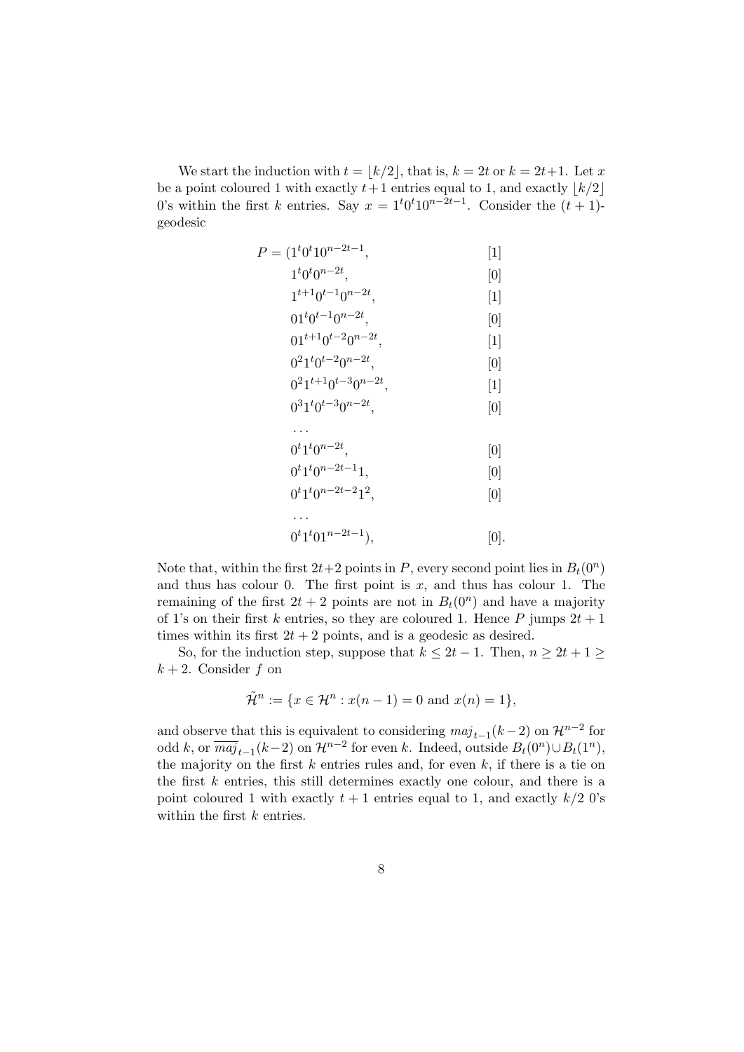We start the induction with $t = \lfloor k/2 \rfloor$, that is, $k = 2t$ or $k = 2t+1$. Let $x$ be a point coloured 1 with exactly $t+1$ entries equal to 1, and exactly $\lfloor k/2 \rfloor$ 0's within the first $k$ entries. Say $x = 1^t 0^t 1 0^{n-2t-1}$. Consider the $(t+1)$-geodesic

$$
\begin{aligned}
P = (&1^t 0^t 1 0^{n-2t-1}, && [1] \\
&1^t 0^t 0^{n-2t}, && [0] \\
&1^{t+1} 0^{t-1} 0^{n-2t}, && [1] \\
&0 1^t 0^{t-1} 0^{n-2t}, && [0] \\
&0 1^{t+1} 0^{t-2} 0^{n-2t}, && [1] \\
&0^2 1^t 0^{t-2} 0^{n-2t}, && [0] \\
&0^2 1^{t+1} 0^{t-3} 0^{n-2t}, && [1] \\
&0^3 1^t 0^{t-3} 0^{n-2t}, && [0] \\
&\dots && \\
&0^t 1^t 0^{n-2t}, && [0] \\
&0^t 1^t 0^{n-2t-1} 1, && [0] \\
&0^t 1^t 0^{n-2t-2} 1^2, && [0] \\
&\dots && \\
&0^t 1^t 0 1^{n-2t-1}), && [0].
\end{aligned}
$$

Note that, within the first $2t+2$ points in $P$, every second point lies in $B_t(0^n)$ and thus has colour 0. The first point is $x$, and thus has colour 1. The remaining of the first $2t+2$ points are not in $B_t(0^n)$ and have a majority of 1's on their first $k$ entries, so they are coloured 1. Hence $P$ jumps $2t+1$ times within its first $2t+2$ points, and is a geodesic as desired.

So, for the induction step, suppose that $k \leq 2t-1$. Then, $n \geq 2t+1 \geq k+2$. Consider $f$ on

$$\tilde{\mathcal{H}}^n := \{x \in \mathcal{H}^n : x(n-1) = 0 \text{ and } x(n) = 1\},$$

and observe that this is equivalent to considering $maj_{t-1}(k-2)$ on $\mathcal{H}^{n-2}$ for odd $k$, or $\overline{maj}_{t-1}(k-2)$ on $\mathcal{H}^{n-2}$ for even $k$. Indeed, outside $B_t(0^n) \cup B_t(1^n)$, the majority on the first $k$ entries rules and, for even $k$, if there is a tie on the first $k$ entries, this still determines exactly one colour, and there is a point coloured 1 with exactly $t+1$ entries equal to 1, and exactly $k/2$ 0's within the first $k$ entries.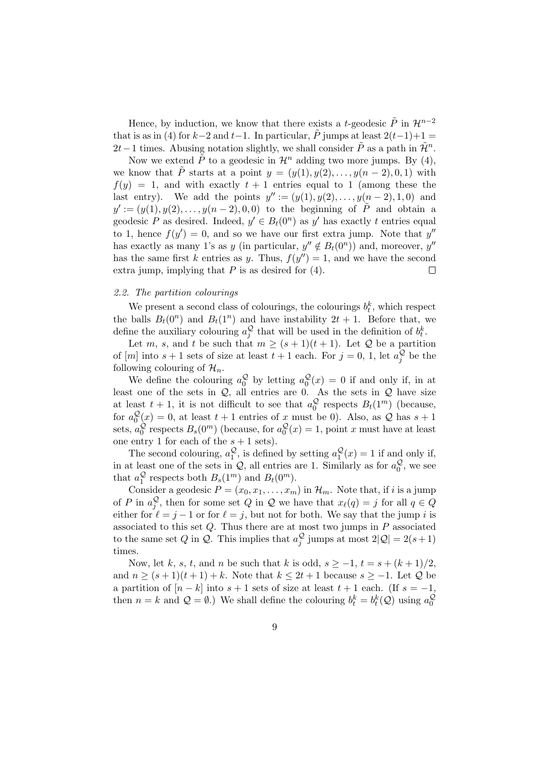Hence, by induction, we know that there exists a $t$-geodesic $\tilde{P}$ in $\mathcal{H}^{n-2}$ that is as in (4) for $k-2$ and $t-1$. In particular, $\tilde{P}$ jumps at least $2(t-1)+1 = 2t-1$ times. Abusing notation slightly, we shall consider $\tilde{P}$ as a path in $\tilde{\mathcal{H}}^n$.

Now we extend $\tilde{P}$ to a geodesic in $\mathcal{H}^n$ adding two more jumps. By (4), we know that $\tilde{P}$ starts at a point $y = (y(1), y(2), \ldots, y(n-2), 0, 1)$ with $f(y) = 1$, and with exactly $t+1$ entries equal to 1 (among these the last entry). We add the points $y'' := (y(1), y(2), \ldots, y(n-2), 1, 0)$ and $y' := (y(1), y(2), \ldots, y(n-2), 0, 0)$ to the beginning of $\tilde{P}$ and obtain a geodesic $P$ as desired. Indeed, $y' \in B_t(0^n)$ as $y'$ has exactly $t$ entries equal to 1, hence $f(y') = 0$, and so we have our first extra jump. Note that $y''$ has exactly as many 1's as $y$ (in particular, $y'' \notin B_t(0^n)$) and, moreover, $y''$ has the same first $k$ entries as $y$. Thus, $f(y'') = 1$, and we have the second extra jump, implying that $P$ is as desired for (4). $\square$

### 2.2. The partition colourings

We present a second class of colourings, the colourings $b^k_t$, which respect the balls $B_t(0^n)$ and $B_t(1^n)$ and have instability $2t+1$. Before that, we define the auxiliary colouring $a^{\mathcal{Q}}_j$ that will be used in the definition of $b^k_t$.

Let $m$, $s$, and $t$ be such that $m \geq (s+1)(t+1)$. Let $\mathcal{Q}$ be a partition of $[m]$ into $s+1$ sets of size at least $t+1$ each. For $j = 0$, $1$, let $a^{\mathcal{Q}}_j$ be the following colouring of $\mathcal{H}_n$.

We define the colouring $a^{\mathcal{Q}}_0$ by letting $a^{\mathcal{Q}}_0(x) = 0$ if and only if, in at least one of the sets in $\mathcal{Q}$, all entries are 0. As the sets in $\mathcal{Q}$ have size at least $t+1$, it is not difficult to see that $a^{\mathcal{Q}}_0$ respects $B_t(1^m)$ (because, for $a^{\mathcal{Q}}_0(x) = 0$, at least $t+1$ entries of $x$ must be 0). Also, as $\mathcal{Q}$ has $s+1$ sets, $a^{\mathcal{Q}}_0$ respects $B_s(0^m)$ (because, for $a^{\mathcal{Q}}_0(x) = 1$, point $x$ must have at least one entry 1 for each of the $s+1$ sets).

The second colouring, $a^{\mathcal{Q}}_1$, is defined by setting $a^{\mathcal{Q}}_1(x) = 1$ if and only if, in at least one of the sets in $\mathcal{Q}$, all entries are 1. Similarly as for $a^{\mathcal{Q}}_0$, we see that $a^{\mathcal{Q}}_1$ respects both $B_s(1^m)$ and $B_t(0^m)$.

Consider a geodesic $P = (x_0, x_1, \ldots, x_m)$ in $\mathcal{H}_m$. Note that, if $i$ is a jump of $P$ in $a^{\mathcal{Q}}_j$, then for some set $Q$ in $\mathcal{Q}$ we have that $x_\ell(q) = j$ for all $q \in Q$ either for $\ell = j-1$ or for $\ell = j$, but not for both. We say that the jump $i$ is associated to this set $Q$. Thus there are at most two jumps in $P$ associated to the same set $Q$ in $\mathcal{Q}$. This implies that $a^{\mathcal{Q}}_j$ jumps at most $2|\mathcal{Q}| = 2(s+1)$ times.

Now, let $k$, $s$, $t$, and $n$ be such that $k$ is odd, $s \geq -1$, $t = s + (k+1)/2$, and $n \geq (s+1)(t+1) + k$. Note that $k \leq 2t+1$ because $s \geq -1$. Let $\mathcal{Q}$ be a partition of $[n-k]$ into $s+1$ sets of size at least $t+1$ each. (If $s = -1$, then $n = k$ and $\mathcal{Q} = \emptyset$.) We shall define the colouring $b^k_t = b^k_t(\mathcal{Q})$ using $a^{\mathcal{Q}}_0$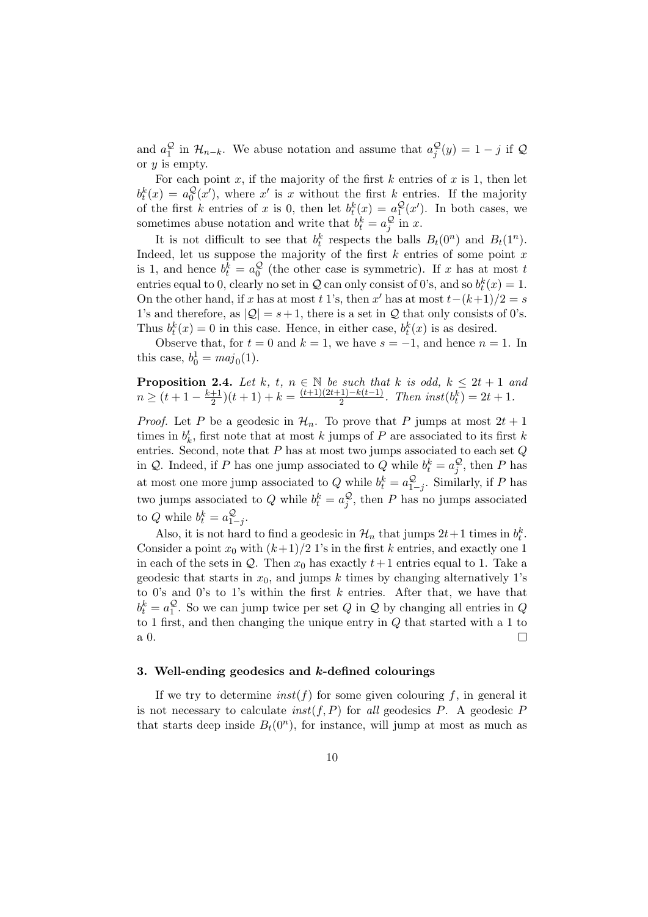and $a_1^{\mathcal{Q}}$ in $\mathcal{H}_{n-k}$. We abuse notation and assume that $a_j^{\mathcal{Q}}(y) = 1 - j$ if $\mathcal{Q}$ or $y$ is empty.

For each point $x$, if the majority of the first $k$ entries of $x$ is 1, then let $b_t^k(x) = a_0^{\mathcal{Q}}(x')$, where $x'$ is $x$ without the first $k$ entries. If the majority of the first $k$ entries of $x$ is 0, then let $b_t^k(x) = a_1^{\mathcal{Q}}(x')$. In both cases, we sometimes abuse notation and write that $b_t^k = a_j^{\mathcal{Q}}$ in $x$.

It is not difficult to see that $b_t^k$ respects the balls $B_t(0^n)$ and $B_t(1^n)$. Indeed, let us suppose the majority of the first $k$ entries of some point $x$ is 1, and hence $b_t^k = a_0^{\mathcal{Q}}$ (the other case is symmetric). If $x$ has at most $t$ entries equal to 0, clearly no set in $\mathcal{Q}$ can only consist of 0's, and so $b_t^k(x) = 1$. On the other hand, if $x$ has at most $t$ 1's, then $x'$ has at most $t-(k+1)/2 = s$ 1's and therefore, as $|\mathcal{Q}| = s+1$, there is a set in $\mathcal{Q}$ that only consists of 0's. Thus $b_t^k(x) = 0$ in this case. Hence, in either case, $b_t^k(x)$ is as desired.

Observe that, for $t = 0$ and $k = 1$, we have $s = -1$, and hence $n = 1$. In this case, $b_0^1 = maj_0(1)$.

**Proposition 2.4.** *Let $k$, $t$, $n \in \mathbb{N}$ be such that $k$ is odd, $k \leq 2t+1$ and $n \geq (t+1-\frac{k+1}{2})(t+1)+k = \frac{(t+1)(2t+1)-k(t-1)}{2}$. Then $inst(b_t^k) = 2t+1$.*

*Proof.* Let $P$ be a geodesic in $\mathcal{H}_n$. To prove that $P$ jumps at most $2t+1$ times in $b_k^t$, first note that at most $k$ jumps of $P$ are associated to its first $k$ entries. Second, note that $P$ has at most two jumps associated to each set $Q$ in $\mathcal{Q}$. Indeed, if $P$ has one jump associated to $Q$ while $b_t^k = a_j^{\mathcal{Q}}$, then $P$ has at most one more jump associated to $Q$ while $b_t^k = a_{1-j}^{\mathcal{Q}}$. Similarly, if $P$ has two jumps associated to $Q$ while $b_t^k = a_j^{\mathcal{Q}}$, then $P$ has no jumps associated to $Q$ while $b_t^k = a_{1-j}^{\mathcal{Q}}$.

Also, it is not hard to find a geodesic in $\mathcal{H}_n$ that jumps $2t+1$ times in $b_t^k$. Consider a point $x_0$ with $(k+1)/2$ 1's in the first $k$ entries, and exactly one 1 in each of the sets in $\mathcal{Q}$. Then $x_0$ has exactly $t+1$ entries equal to 1. Take a geodesic that starts in $x_0$, and jumps $k$ times by changing alternatively 1's to 0's and 0's to 1's within the first $k$ entries. After that, we have that $b_t^k = a_1^{\mathcal{Q}}$. So we can jump twice per set $Q$ in $\mathcal{Q}$ by changing all entries in $Q$ to 1 first, and then changing the unique entry in $Q$ that started with a 1 to a 0. $\square$

## 3. Well-ending geodesics and $k$-defined colourings

If we try to determine $inst(f)$ for some given colouring $f$, in general it is not necessary to calculate $inst(f,P)$ for *all* geodesics $P$. A geodesic $P$ that starts deep inside $B_t(0^n)$, for instance, will jump at most as much as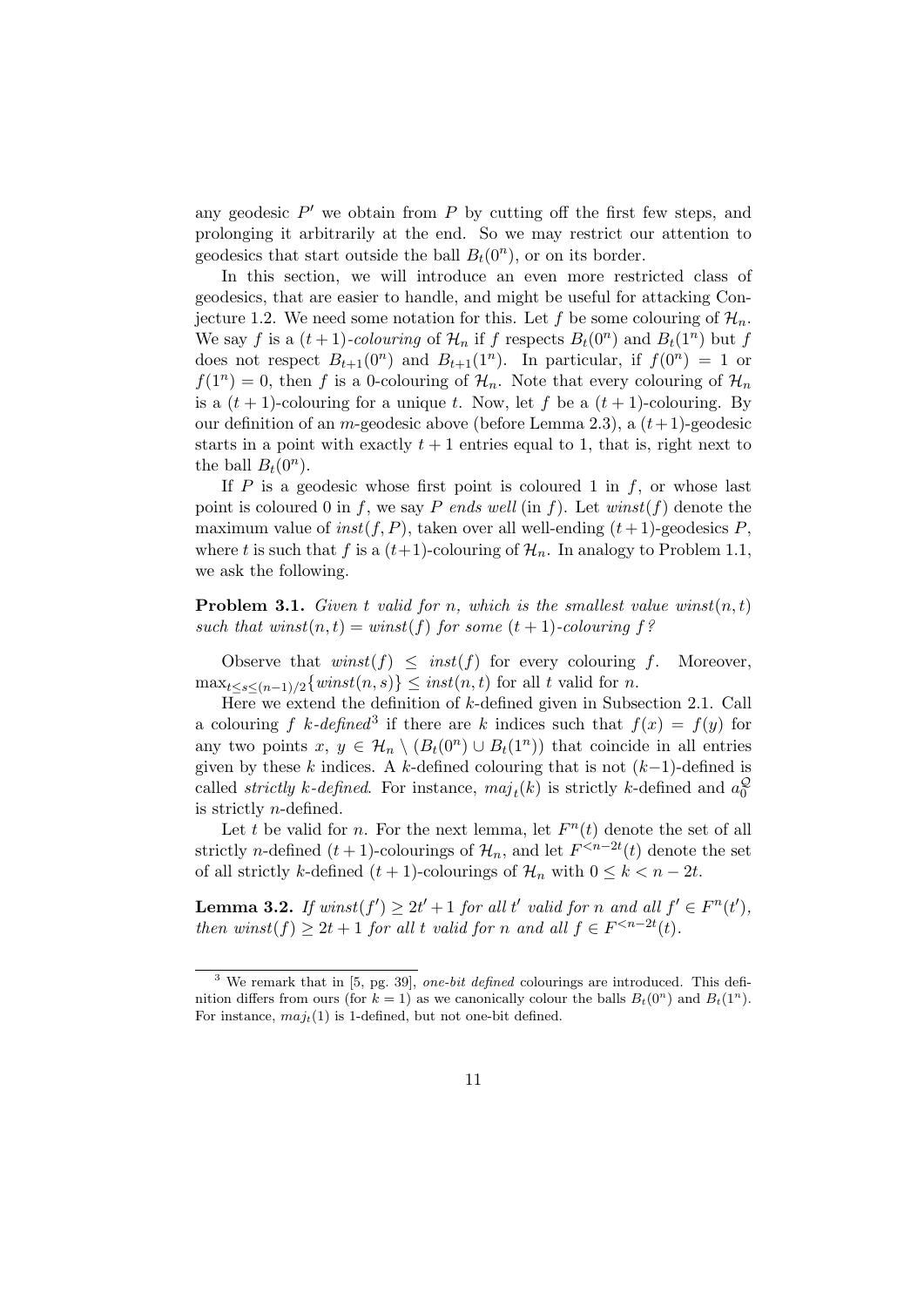any geodesic $P'$ we obtain from $P$ by cutting off the first few steps, and prolonging it arbitrarily at the end. So we may restrict our attention to geodesics that start outside the ball $B_t(0^n)$, or on its border.

In this section, we will introduce an even more restricted class of geodesics, that are easier to handle, and might be useful for attacking Conjecture 1.2. We need some notation for this. Let $f$ be some colouring of $\mathcal{H}_n$. We say $f$ is a $(t+1)$-*colouring* of $\mathcal{H}_n$ if $f$ respects $B_t(0^n)$ and $B_t(1^n)$ but $f$ does not respect $B_{t+1}(0^n)$ and $B_{t+1}(1^n)$. In particular, if $f(0^n) = 1$ or $f(1^n) = 0$, then $f$ is a 0-colouring of $\mathcal{H}_n$. Note that every colouring of $\mathcal{H}_n$ is a $(t+1)$-colouring for a unique $t$. Now, let $f$ be a $(t+1)$-colouring. By our definition of an $m$-geodesic above (before Lemma 2.3), a $(t+1)$-geodesic starts in a point with exactly $t+1$ entries equal to 1, that is, right next to the ball $B_t(0^n)$.

If $P$ is a geodesic whose first point is coloured 1 in $f$, or whose last point is coloured 0 in $f$, we say $P$ *ends well* (in $f$). Let $winst(f)$ denote the maximum value of $inst(f, P)$, taken over all well-ending $(t+1)$-geodesics $P$, where $t$ is such that $f$ is a $(t+1)$-colouring of $\mathcal{H}_n$. In analogy to Problem 1.1, we ask the following.

**Problem 3.1.** *Given $t$ valid for $n$, which is the smallest value $winst(n, t)$ such that $winst(n, t) = winst(f)$ for some $(t+1)$-colouring $f$?*

Observe that $winst(f) \leq inst(f)$ for every colouring $f$. Moreover, $\max_{t \leq s \leq (n-1)/2}\{winst(n, s)\} \leq inst(n, t)$ for all $t$ valid for $n$.

Here we extend the definition of $k$-defined given in Subsection 2.1. Call a colouring $f$ $k$-*defined*[3] if there are $k$ indices such that $f(x) = f(y)$ for any two points $x, y \in \mathcal{H}_n \setminus (B_t(0^n) \cup B_t(1^n))$ that coincide in all entries given by these $k$ indices. A $k$-defined colouring that is not $(k-1)$-defined is called *strictly $k$-defined*. For instance, $maj_t(k)$ is strictly $k$-defined and $a_0^{\mathcal{Q}}$ is strictly $n$-defined.

Let $t$ be valid for $n$. For the next lemma, let $F^n(t)$ denote the set of all strictly $n$-defined $(t+1)$-colourings of $\mathcal{H}_n$, and let $F^{<n-2t}(t)$ denote the set of all strictly $k$-defined $(t+1)$-colourings of $\mathcal{H}_n$ with $0 \leq k < n - 2t$.

**Lemma 3.2.** *If $winst(f') \geq 2t' + 1$ for all $t'$ valid for $n$ and all $f' \in F^n(t')$, then $winst(f) \geq 2t + 1$ for all $t$ valid for $n$ and all $f \in F^{<n-2t}(t)$.*

---

[3] We remark that in [5, pg. 39], *one-bit defined* colourings are introduced. This definition differs from ours (for $k = 1$) as we canonically colour the balls $B_t(0^n)$ and $B_t(1^n)$. For instance, $maj_t(1)$ is 1-defined, but not one-bit defined.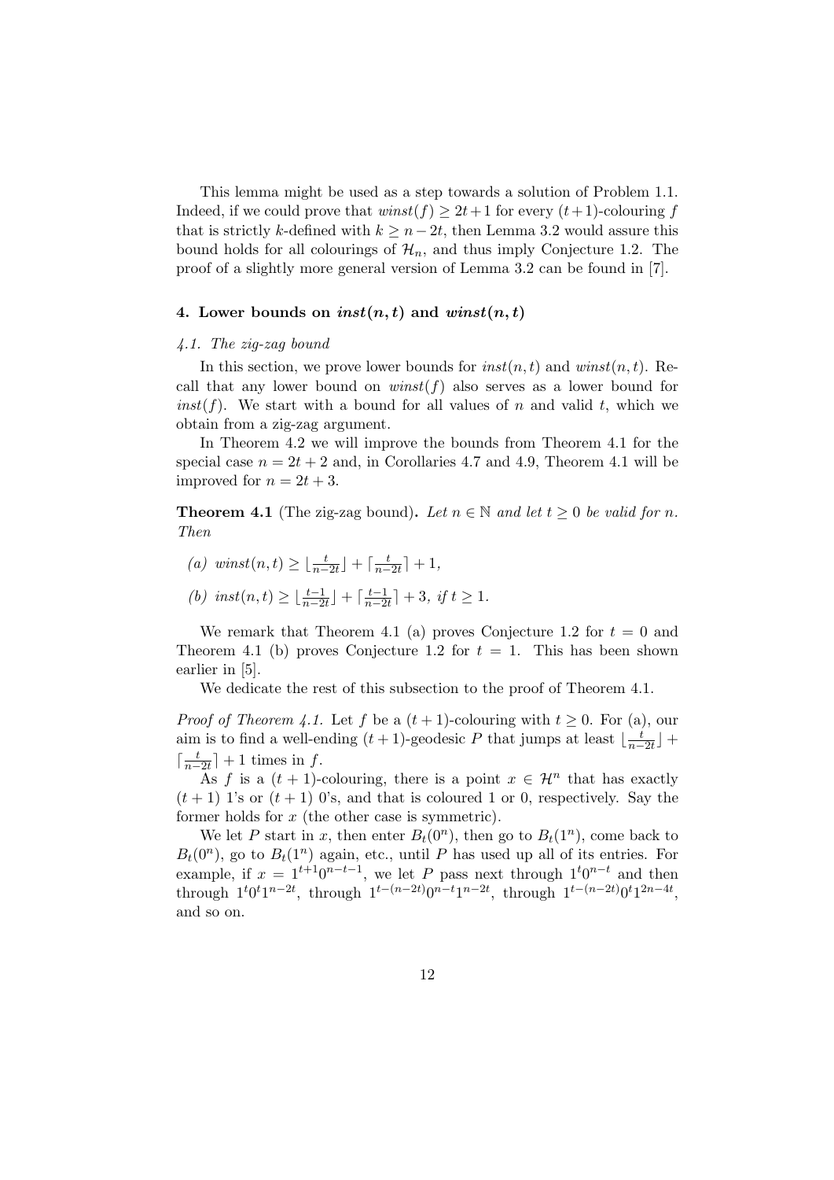This lemma might be used as a step towards a solution of Problem 1.1. Indeed, if we could prove that $winst(f) \geq 2t+1$ for every $(t+1)$-colouring $f$ that is strictly $k$-defined with $k \geq n-2t$, then Lemma 3.2 would assure this bound holds for all colourings of $\mathcal{H}_n$, and thus imply Conjecture 1.2. The proof of a slightly more general version of Lemma 3.2 can be found in [7].

## 4. Lower bounds on $inst(n,t)$ and $winst(n,t)$

### 4.1. The zig-zag bound

In this section, we prove lower bounds for $inst(n,t)$ and $winst(n,t)$. Recall that any lower bound on $winst(f)$ also serves as a lower bound for $inst(f)$. We start with a bound for all values of $n$ and valid $t$, which we obtain from a zig-zag argument.

In Theorem 4.2 we will improve the bounds from Theorem 4.1 for the special case $n = 2t+2$ and, in Corollaries 4.7 and 4.9, Theorem 4.1 will be improved for $n = 2t+3$.

**Theorem 4.1** (The zig-zag bound)**.** *Let $n \in \mathbb{N}$ and let $t \geq 0$ be valid for $n$. Then*

*(a)* $winst(n,t) \geq \lfloor \frac{t}{n-2t} \rfloor + \lceil \frac{t}{n-2t} \rceil + 1$,

*(b)* $inst(n,t) \geq \lfloor \frac{t-1}{n-2t} \rfloor + \lceil \frac{t-1}{n-2t} \rceil + 3$, *if $t \geq 1$.*

We remark that Theorem 4.1 (a) proves Conjecture 1.2 for $t = 0$ and Theorem 4.1 (b) proves Conjecture 1.2 for $t = 1$. This has been shown earlier in [5].

We dedicate the rest of this subsection to the proof of Theorem 4.1.

*Proof of Theorem 4.1.* Let $f$ be a $(t+1)$-colouring with $t \geq 0$. For (a), our aim is to find a well-ending $(t+1)$-geodesic $P$ that jumps at least $\lfloor \frac{t}{n-2t} \rfloor + \lceil \frac{t}{n-2t} \rceil + 1$ times in $f$.

As $f$ is a $(t+1)$-colouring, there is a point $x \in \mathcal{H}^n$ that has exactly $(t+1)$ 1's or $(t+1)$ 0's, and that is coloured 1 or 0, respectively. Say the former holds for $x$ (the other case is symmetric).

We let $P$ start in $x$, then enter $B_t(0^n)$, then go to $B_t(1^n)$, come back to $B_t(0^n)$, go to $B_t(1^n)$ again, etc., until $P$ has used up all of its entries. For example, if $x = 1^{t+1}0^{n-t-1}$, we let $P$ pass next through $1^t0^{n-t}$ and then through $1^t0^t1^{n-2t}$, through $1^{t-(n-2t)}0^{n-t}1^{n-2t}$, through $1^{t-(n-2t)}0^t1^{2n-4t}$, and so on.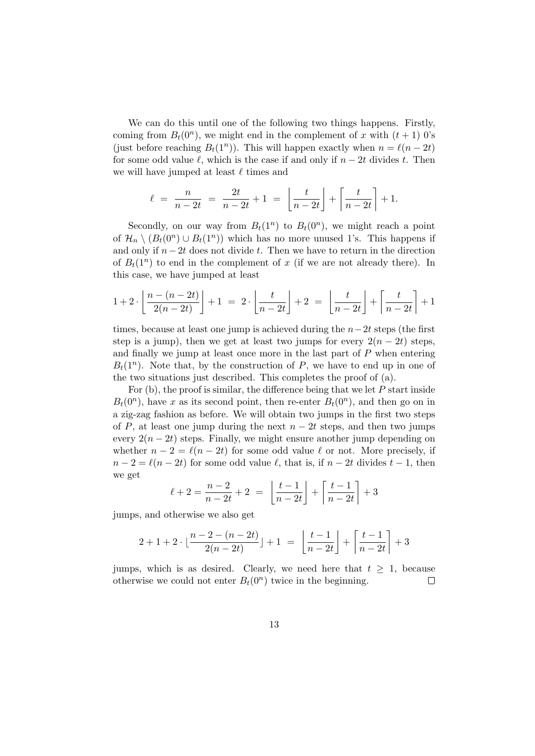We can do this until one of the following two things happens. Firstly, coming from $B_t(0^n)$, we might end in the complement of $x$ with $(t+1)$ 0's (just before reaching $B_t(1^n)$). This will happen exactly when $n = \ell(n-2t)$ for some odd value $\ell$, which is the case if and only if $n-2t$ divides $t$. Then we will have jumped at least $\ell$ times and

$$\ell \;=\; \frac{n}{n-2t} \;=\; \frac{2t}{n-2t}+1 \;=\; \left\lfloor \frac{t}{n-2t} \right\rfloor + \left\lceil \frac{t}{n-2t} \right\rceil + 1.$$

Secondly, on our way from $B_t(1^n)$ to $B_t(0^n)$, we might reach a point of $\mathcal{H}_n \setminus (B_t(0^n) \cup B_t(1^n))$ which has no more unused 1's. This happens if and only if $n-2t$ does not divide $t$. Then we have to return in the direction of $B_t(1^n)$ to end in the complement of $x$ (if we are not already there). In this case, we have jumped at least

$$1+2\cdot \left\lfloor \frac{n-(n-2t)}{2(n-2t)} \right\rfloor + 1 \;=\; 2\cdot \left\lfloor \frac{t}{n-2t} \right\rfloor + 2 \;=\; \left\lfloor \frac{t}{n-2t} \right\rfloor + \left\lceil \frac{t}{n-2t} \right\rceil + 1$$

times, because at least one jump is achieved during the $n-2t$ steps (the first step is a jump), then we get at least two jumps for every $2(n-2t)$ steps, and finally we jump at least once more in the last part of $P$ when entering $B_t(1^n)$. Note that, by the construction of $P$, we have to end up in one of the two situations just described. This completes the proof of (a).

For (b), the proof is similar, the difference being that we let $P$ start inside $B_t(0^n)$, have $x$ as its second point, then re-enter $B_t(0^n)$, and then go on in a zig-zag fashion as before. We will obtain two jumps in the first two steps of $P$, at least one jump during the next $n-2t$ steps, and then two jumps every $2(n-2t)$ steps. Finally, we might ensure another jump depending on whether $n-2 = \ell(n-2t)$ for some odd value $\ell$ or not. More precisely, if $n-2 = \ell(n-2t)$ for some odd value $\ell$, that is, if $n-2t$ divides $t-1$, then we get

$$\ell+2 = \frac{n-2}{n-2t}+2 \;=\; \left\lfloor \frac{t-1}{n-2t} \right\rfloor + \left\lceil \frac{t-1}{n-2t} \right\rceil + 3$$

jumps, and otherwise we also get

$$2+1+2\cdot \left\lfloor \frac{n-2-(n-2t)}{2(n-2t)} \right\rfloor + 1 \;=\; \left\lfloor \frac{t-1}{n-2t} \right\rfloor + \left\lceil \frac{t-1}{n-2t} \right\rceil + 3$$

jumps, which is as desired. Clearly, we need here that $t \geq 1$, because otherwise we could not enter $B_t(0^n)$ twice in the beginning. $\square$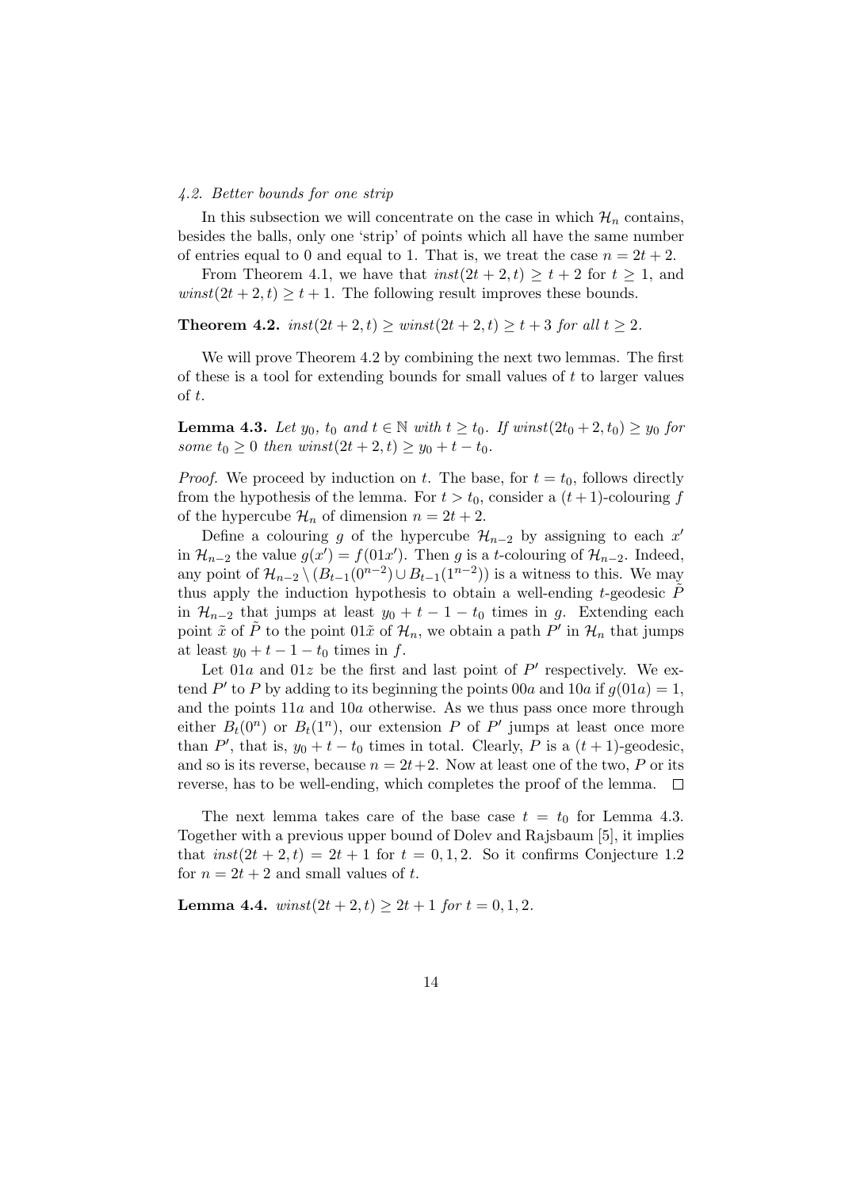### *4.2. Better bounds for one strip*

In this subsection we will concentrate on the case in which $\mathcal{H}_n$ contains, besides the balls, only one 'strip' of points which all have the same number of entries equal to 0 and equal to 1. That is, we treat the case $n = 2t + 2$.

From Theorem 4.1, we have that $inst(2t + 2, t) \geq t + 2$ for $t \geq 1$, and $winst(2t + 2, t) \geq t + 1$. The following result improves these bounds.

**Theorem 4.2.** *$inst(2t + 2, t) \geq winst(2t + 2, t) \geq t + 3$ for all $t \geq 2$.*

We will prove Theorem 4.2 by combining the next two lemmas. The first of these is a tool for extending bounds for small values of $t$ to larger values of $t$.

**Lemma 4.3.** *Let $y_0$, $t_0$ and $t \in \mathbb{N}$ with $t \geq t_0$. If $winst(2t_0 + 2, t_0) \geq y_0$ for some $t_0 \geq 0$ then $winst(2t + 2, t) \geq y_0 + t - t_0$.*

*Proof.* We proceed by induction on $t$. The base, for $t = t_0$, follows directly from the hypothesis of the lemma. For $t > t_0$, consider a $(t + 1)$-colouring $f$ of the hypercube $\mathcal{H}_n$ of dimension $n = 2t + 2$.

Define a colouring $g$ of the hypercube $\mathcal{H}_{n-2}$ by assigning to each $x'$ in $\mathcal{H}_{n-2}$ the value $g(x') = f(01x')$. Then $g$ is a $t$-colouring of $\mathcal{H}_{n-2}$. Indeed, any point of $\mathcal{H}_{n-2} \setminus (B_{t-1}(0^{n-2}) \cup B_{t-1}(1^{n-2}))$ is a witness to this. We may thus apply the induction hypothesis to obtain a well-ending $t$-geodesic $\tilde{P}$ in $\mathcal{H}_{n-2}$ that jumps at least $y_0 + t - 1 - t_0$ times in $g$. Extending each point $\tilde{x}$ of $\tilde{P}$ to the point $01\tilde{x}$ of $\mathcal{H}_n$, we obtain a path $P'$ in $\mathcal{H}_n$ that jumps at least $y_0 + t - 1 - t_0$ times in $f$.

Let $01a$ and $01z$ be the first and last point of $P'$ respectively. We extend $P'$ to $P$ by adding to its beginning the points $00a$ and $10a$ if $g(01a) = 1$, and the points $11a$ and $10a$ otherwise. As we thus pass once more through either $B_t(0^n)$ or $B_t(1^n)$, our extension $P$ of $P'$ jumps at least once more than $P'$, that is, $y_0 + t - t_0$ times in total. Clearly, $P$ is a $(t + 1)$-geodesic, and so is its reverse, because $n = 2t+2$. Now at least one of the two, $P$ or its reverse, has to be well-ending, which completes the proof of the lemma. $\square$

The next lemma takes care of the base case $t = t_0$ for Lemma 4.3. Together with a previous upper bound of Dolev and Rajsbaum [5], it implies that $inst(2t + 2, t) = 2t + 1$ for $t = 0, 1, 2$. So it confirms Conjecture 1.2 for $n = 2t + 2$ and small values of $t$.

**Lemma 4.4.** *$winst(2t + 2, t) \geq 2t + 1$ for $t = 0, 1, 2$.*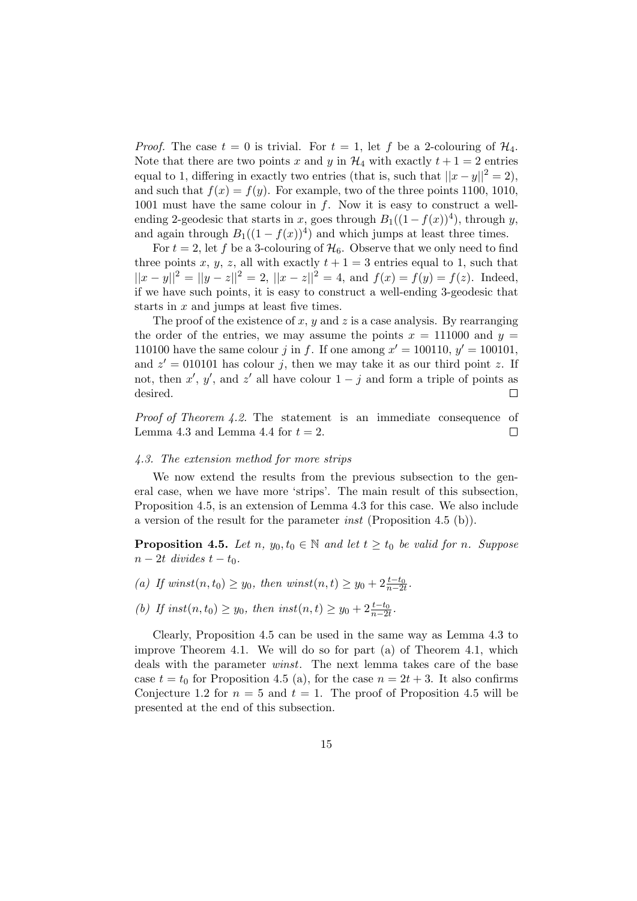*Proof.* The case $t = 0$ is trivial. For $t = 1$, let $f$ be a 2-colouring of $\mathcal{H}_4$. Note that there are two points $x$ and $y$ in $\mathcal{H}_4$ with exactly $t + 1 = 2$ entries equal to 1, differing in exactly two entries (that is, such that $||x - y||^2 = 2$), and such that $f(x) = f(y)$. For example, two of the three points 1100, 1010, 1001 must have the same colour in $f$. Now it is easy to construct a well-ending 2-geodesic that starts in $x$, goes through $B_1((1 - f(x))^4)$, through $y$, and again through $B_1((1 - f(x))^4)$ and which jumps at least three times.

For $t = 2$, let $f$ be a 3-colouring of $\mathcal{H}_6$. Observe that we only need to find three points $x$, $y$, $z$, all with exactly $t + 1 = 3$ entries equal to 1, such that $||x - y||^2 = ||y - z||^2 = 2$, $||x - z||^2 = 4$, and $f(x) = f(y) = f(z)$. Indeed, if we have such points, it is easy to construct a well-ending 3-geodesic that starts in $x$ and jumps at least five times.

The proof of the existence of $x$, $y$ and $z$ is a case analysis. By rearranging the order of the entries, we may assume the points $x = 111000$ and $y = 110100$ have the same colour $j$ in $f$. If one among $x' = 100110$, $y' = 100101$, and $z' = 010101$ has colour $j$, then we may take it as our third point $z$. If not, then $x'$, $y'$, and $z'$ all have colour $1 - j$ and form a triple of points as desired. $\square$

*Proof of Theorem 4.2.* The statement is an immediate consequence of Lemma 4.3 and Lemma 4.4 for $t = 2$. $\square$

### *4.3. The extension method for more strips*

We now extend the results from the previous subsection to the general case, when we have more 'strips'. The main result of this subsection, Proposition 4.5, is an extension of Lemma 4.3 for this case. We also include a version of the result for the parameter *inst* (Proposition 4.5 (b)).

**Proposition 4.5.** *Let $n$, $y_0, t_0 \in \mathbb{N}$ and let $t \geq t_0$ be valid for $n$. Suppose $n - 2t$ divides $t - t_0$.*

*(a) If $winst(n, t_0) \geq y_0$, then $winst(n, t) \geq y_0 + 2\frac{t-t_0}{n-2t}$.*

*(b) If $inst(n, t_0) \geq y_0$, then $inst(n, t) \geq y_0 + 2\frac{t-t_0}{n-2t}$.*

Clearly, Proposition 4.5 can be used in the same way as Lemma 4.3 to improve Theorem 4.1. We will do so for part (a) of Theorem 4.1, which deals with the parameter *winst*. The next lemma takes care of the base case $t = t_0$ for Proposition 4.5 (a), for the case $n = 2t + 3$. It also confirms Conjecture 1.2 for $n = 5$ and $t = 1$. The proof of Proposition 4.5 will be presented at the end of this subsection.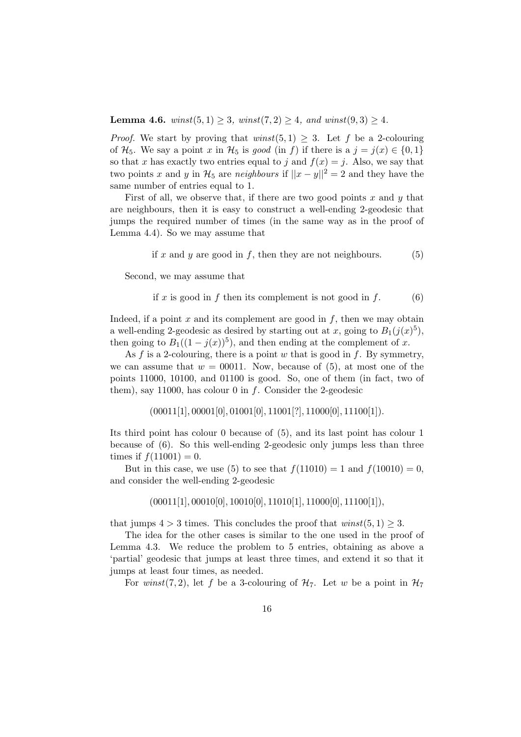**Lemma 4.6.** *$winst(5,1) \geq 3$, $winst(7,2) \geq 4$, and $winst(9,3) \geq 4$.*

*Proof.* We start by proving that $winst(5,1) \geq 3$. Let $f$ be a 2-colouring of $\mathcal{H}_5$. We say a point $x$ in $\mathcal{H}_5$ is *good* (in $f$) if there is a $j = j(x) \in \{0,1\}$ so that $x$ has exactly two entries equal to $j$ and $f(x) = j$. Also, we say that two points $x$ and $y$ in $\mathcal{H}_5$ are *neighbours* if $||x-y||^2 = 2$ and they have the same number of entries equal to 1.

First of all, we observe that, if there are two good points $x$ and $y$ that are neighbours, then it is easy to construct a well-ending 2-geodesic that jumps the required number of times (in the same way as in the proof of Lemma 4.4). So we may assume that

$$\text{if } x \text{ and } y \text{ are good in } f\text{, then they are not neighbours.} \tag{5}$$

Second, we may assume that

$$\text{if } x \text{ is good in } f \text{ then its complement is not good in } f. \tag{6}$$

Indeed, if a point $x$ and its complement are good in $f$, then we may obtain a well-ending 2-geodesic as desired by starting out at $x$, going to $B_1(j(x)^5)$, then going to $B_1((1-j(x))^5)$, and then ending at the complement of $x$.

As $f$ is a 2-colouring, there is a point $w$ that is good in $f$. By symmetry, we can assume that $w = 00011$. Now, because of (5), at most one of the points 11000, 10100, and 01100 is good. So, one of them (in fact, two of them), say 11000, has colour 0 in $f$. Consider the 2-geodesic

$$(00011[1], 00001[0], 01001[0], 11001[?], 11000[0], 11100[1]).$$

Its third point has colour 0 because of (5), and its last point has colour 1 because of (6). So this well-ending 2-geodesic only jumps less than three times if $f(11001) = 0$.

But in this case, we use (5) to see that $f(11010) = 1$ and $f(10010) = 0$, and consider the well-ending 2-geodesic

$$(00011[1], 00010[0], 10010[0], 11010[1], 11000[0], 11100[1]),$$

that jumps $4 > 3$ times. This concludes the proof that $winst(5,1) \geq 3$.

The idea for the other cases is similar to the one used in the proof of Lemma 4.3. We reduce the problem to 5 entries, obtaining as above a 'partial' geodesic that jumps at least three times, and extend it so that it jumps at least four times, as needed.

For $winst(7,2)$, let $f$ be a 3-colouring of $\mathcal{H}_7$. Let $w$ be a point in $\mathcal{H}_7$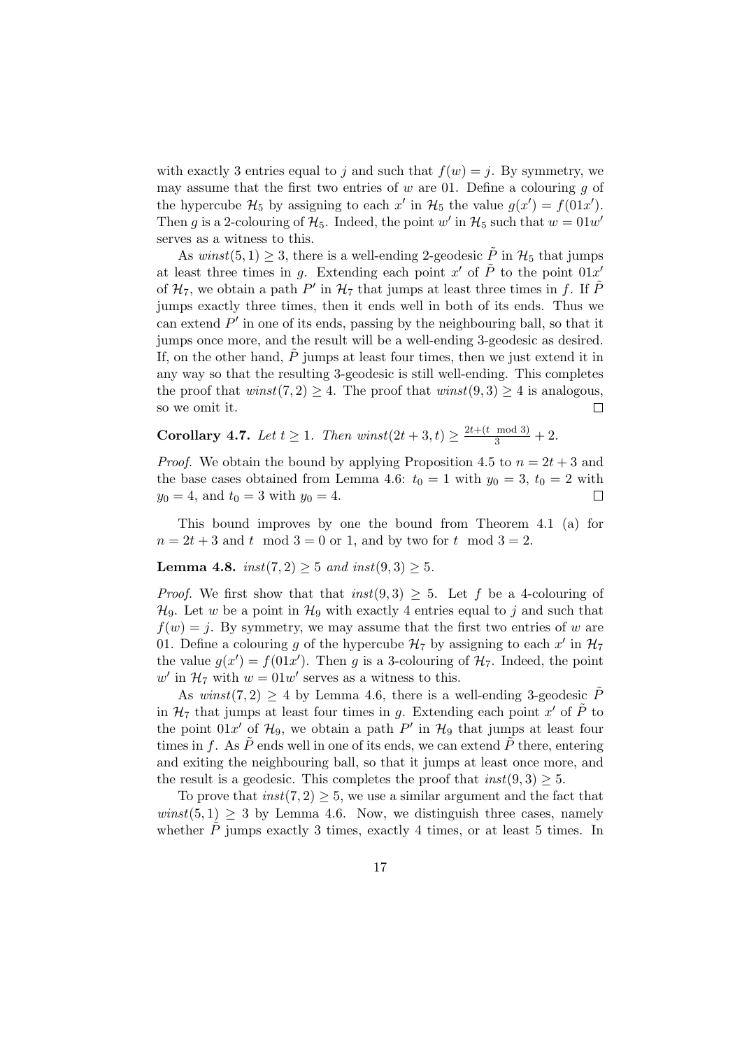with exactly 3 entries equal to $j$ and such that $f(w) = j$. By symmetry, we may assume that the first two entries of $w$ are 01. Define a colouring $g$ of the hypercube $\mathcal{H}_5$ by assigning to each $x'$ in $\mathcal{H}_5$ the value $g(x') = f(01x')$. Then $g$ is a 2-colouring of $\mathcal{H}_5$. Indeed, the point $w'$ in $\mathcal{H}_5$ such that $w = 01w'$ serves as a witness to this.

As $winst(5, 1) \geq 3$, there is a well-ending 2-geodesic $\tilde{P}$ in $\mathcal{H}_5$ that jumps at least three times in $g$. Extending each point $x'$ of $\tilde{P}$ to the point $01x'$ of $\mathcal{H}_7$, we obtain a path $P'$ in $\mathcal{H}_7$ that jumps at least three times in $f$. If $\tilde{P}$ jumps exactly three times, then it ends well in both of its ends. Thus we can extend $P'$ in one of its ends, passing by the neighbouring ball, so that it jumps once more, and the result will be a well-ending 3-geodesic as desired. If, on the other hand, $\tilde{P}$ jumps at least four times, then we just extend it in any way so that the resulting 3-geodesic is still well-ending. This completes the proof that $winst(7, 2) \geq 4$. The proof that $winst(9, 3) \geq 4$ is analogous, so we omit it. □

**Corollary 4.7.** *Let $t \geq 1$. Then $winst(2t + 3, t) \geq \frac{2t+(t \mod 3)}{3} + 2$.*

*Proof.* We obtain the bound by applying Proposition 4.5 to $n = 2t + 3$ and the base cases obtained from Lemma 4.6: $t_0 = 1$ with $y_0 = 3$, $t_0 = 2$ with $y_0 = 4$, and $t_0 = 3$ with $y_0 = 4$. □

This bound improves by one the bound from Theorem 4.1 (a) for $n = 2t + 3$ and $t \mod 3 = 0$ or 1, and by two for $t \mod 3 = 2$.

**Lemma 4.8.** *$inst(7, 2) \geq 5$ and $inst(9, 3) \geq 5$.*

*Proof.* We first show that that $inst(9, 3) \geq 5$. Let $f$ be a 4-colouring of $\mathcal{H}_9$. Let $w$ be a point in $\mathcal{H}_9$ with exactly 4 entries equal to $j$ and such that $f(w) = j$. By symmetry, we may assume that the first two entries of $w$ are 01. Define a colouring $g$ of the hypercube $\mathcal{H}_7$ by assigning to each $x'$ in $\mathcal{H}_7$ the value $g(x') = f(01x')$. Then $g$ is a 3-colouring of $\mathcal{H}_7$. Indeed, the point $w'$ in $\mathcal{H}_7$ with $w = 01w'$ serves as a witness to this.

As $winst(7, 2) \geq 4$ by Lemma 4.6, there is a well-ending 3-geodesic $\tilde{P}$ in $\mathcal{H}_7$ that jumps at least four times in $g$. Extending each point $x'$ of $\tilde{P}$ to the point $01x'$ of $\mathcal{H}_9$, we obtain a path $P'$ in $\mathcal{H}_9$ that jumps at least four times in $f$. As $\tilde{P}$ ends well in one of its ends, we can extend $\tilde{P}$ there, entering and exiting the neighbouring ball, so that it jumps at least once more, and the result is a geodesic. This completes the proof that $inst(9, 3) \geq 5$.

To prove that $inst(7, 2) \geq 5$, we use a similar argument and the fact that $winst(5, 1) \geq 3$ by Lemma 4.6. Now, we distinguish three cases, namely whether $\tilde{P}$ jumps exactly 3 times, exactly 4 times, or at least 5 times. In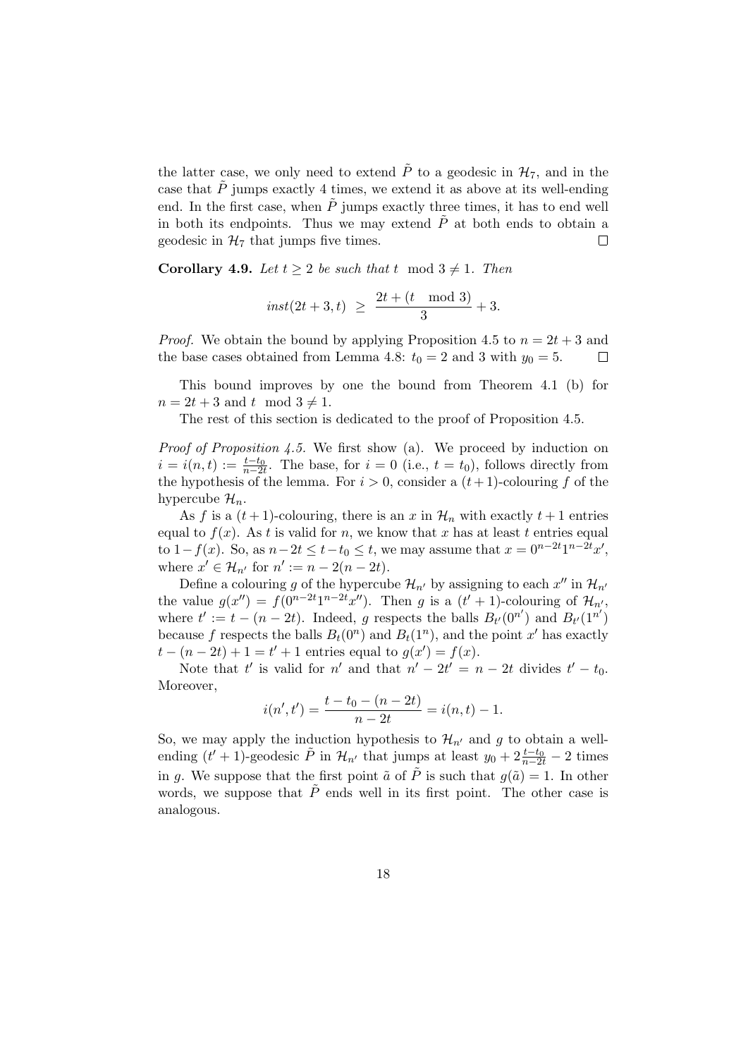the latter case, we only need to extend $\tilde{P}$ to a geodesic in $\mathcal{H}_7$, and in the case that $\tilde{P}$ jumps exactly 4 times, we extend it as above at its well-ending end. In the first case, when $\tilde{P}$ jumps exactly three times, it has to end well in both its endpoints. Thus we may extend $\tilde{P}$ at both ends to obtain a geodesic in $\mathcal{H}_7$ that jumps five times. □

**Corollary 4.9.** *Let $t \geq 2$ be such that $t \mod 3 \neq 1$. Then*

$$inst(2t+3, t) \;\geq\; \frac{2t + (t \mod 3)}{3} + 3.$$

*Proof.* We obtain the bound by applying Proposition 4.5 to $n = 2t + 3$ and the base cases obtained from Lemma 4.8: $t_0 = 2$ and 3 with $y_0 = 5$. □

This bound improves by one the bound from Theorem 4.1 (b) for $n = 2t + 3$ and $t \mod 3 \neq 1$.

The rest of this section is dedicated to the proof of Proposition 4.5.

*Proof of Proposition 4.5.* We first show (a). We proceed by induction on $i = i(n,t) := \frac{t-t_0}{n-2t}$. The base, for $i = 0$ (i.e., $t = t_0$), follows directly from the hypothesis of the lemma. For $i > 0$, consider a $(t+1)$-colouring $f$ of the hypercube $\mathcal{H}_n$.

As $f$ is a $(t+1)$-colouring, there is an $x$ in $\mathcal{H}_n$ with exactly $t+1$ entries equal to $f(x)$. As $t$ is valid for $n$, we know that $x$ has at least $t$ entries equal to $1 - f(x)$. So, as $n - 2t \leq t - t_0 \leq t$, we may assume that $x = 0^{n-2t}1^{n-2t}x'$, where $x' \in \mathcal{H}_{n'}$ for $n' := n - 2(n-2t)$.

Define a colouring $g$ of the hypercube $\mathcal{H}_{n'}$ by assigning to each $x''$ in $\mathcal{H}_{n'}$ the value $g(x'') = f(0^{n-2t}1^{n-2t}x'')$. Then $g$ is a $(t'+1)$-colouring of $\mathcal{H}_{n'}$, where $t' := t - (n-2t)$. Indeed, $g$ respects the balls $B_{t'}(0^{n'})$ and $B_{t'}(1^{n'})$ because $f$ respects the balls $B_t(0^n)$ and $B_t(1^n)$, and the point $x'$ has exactly $t - (n-2t) + 1 = t' + 1$ entries equal to $g(x') = f(x)$.

Note that $t'$ is valid for $n'$ and that $n' - 2t' = n - 2t$ divides $t' - t_0$. Moreover,

$$i(n', t') = \frac{t - t_0 - (n-2t)}{n-2t} = i(n,t) - 1.$$

So, we may apply the induction hypothesis to $\mathcal{H}_{n'}$ and $g$ to obtain a well-ending $(t'+1)$-geodesic $\tilde{P}$ in $\mathcal{H}_{n'}$ that jumps at least $y_0 + 2\frac{t-t_0}{n-2t} - 2$ times in $g$. We suppose that the first point $\tilde{a}$ of $\tilde{P}$ is such that $g(\tilde{a}) = 1$. In other words, we suppose that $\tilde{P}$ ends well in its first point. The other case is analogous.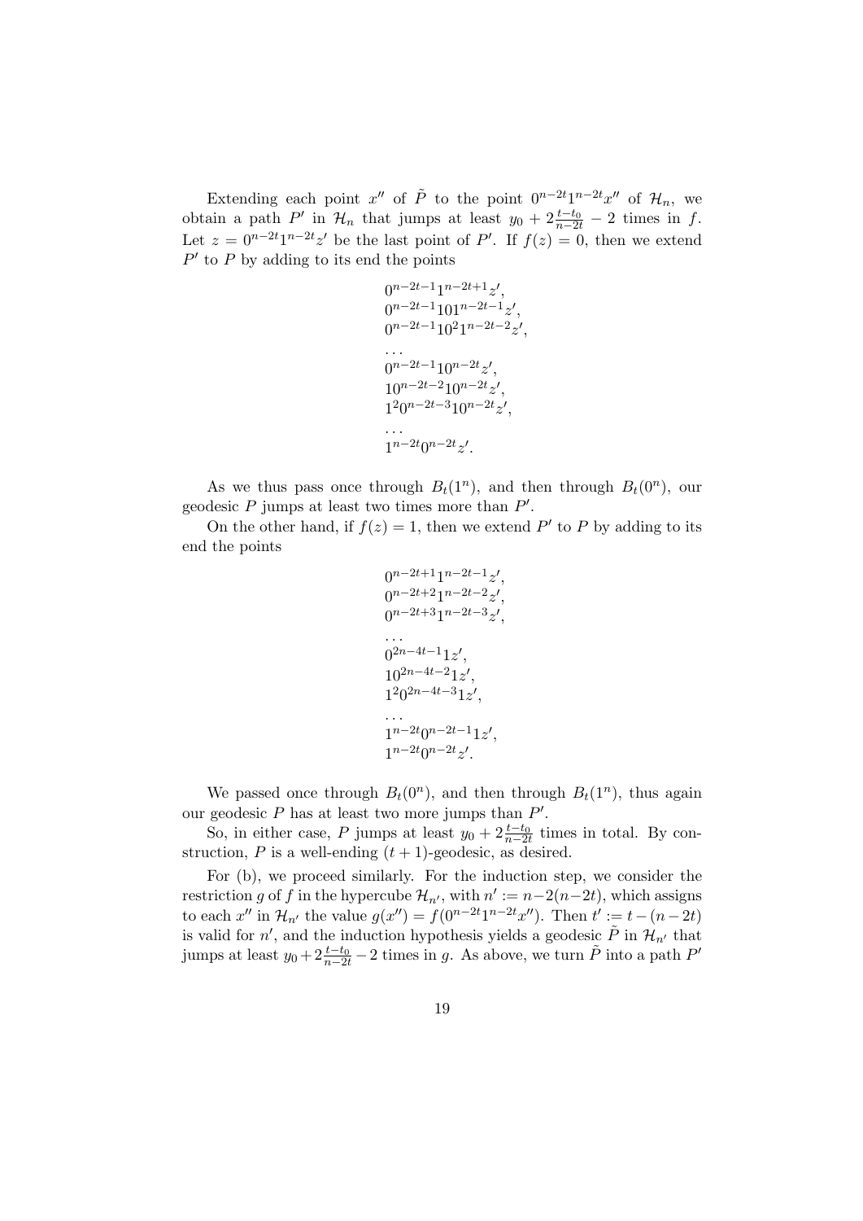Extending each point $x''$ of $\tilde{P}$ to the point $0^{n-2t}1^{n-2t}x''$ of $\mathcal{H}_n$, we obtain a path $P'$ in $\mathcal{H}_n$ that jumps at least $y_0 + 2\frac{t-t_0}{n-2t} - 2$ times in $f$. Let $z = 0^{n-2t}1^{n-2t}z'$ be the last point of $P'$. If $f(z) = 0$, then we extend $P'$ to $P$ by adding to its end the points

$$
\begin{aligned}
&0^{n-2t-1}1^{n-2t+1}z',\\
&0^{n-2t-1}101^{n-2t-1}z',\\
&0^{n-2t-1}10^21^{n-2t-2}z',\\
&\dots\\
&0^{n-2t-1}10^{n-2t}z',\\
&10^{n-2t-2}10^{n-2t}z',\\
&1^20^{n-2t-3}10^{n-2t}z',\\
&\dots\\
&1^{n-2t}0^{n-2t}z'.
\end{aligned}
$$

As we thus pass once through $B_t(1^n)$, and then through $B_t(0^n)$, our geodesic $P$ jumps at least two times more than $P'$.

On the other hand, if $f(z) = 1$, then we extend $P'$ to $P$ by adding to its end the points

$$
\begin{aligned}
&0^{n-2t+1}1^{n-2t-1}z',\\
&0^{n-2t+2}1^{n-2t-2}z',\\
&0^{n-2t+3}1^{n-2t-3}z',\\
&\dots\\
&0^{2n-4t-1}1z',\\
&10^{2n-4t-2}1z',\\
&1^20^{2n-4t-3}1z',\\
&\dots\\
&1^{n-2t}0^{n-2t-1}1z',\\
&1^{n-2t}0^{n-2t}z'.
\end{aligned}
$$

We passed once through $B_t(0^n)$, and then through $B_t(1^n)$, thus again our geodesic $P$ has at least two more jumps than $P'$.

So, in either case, $P$ jumps at least $y_0 + 2\frac{t-t_0}{n-2t}$ times in total. By construction, $P$ is a well-ending $(t+1)$-geodesic, as desired.

For (b), we proceed similarly. For the induction step, we consider the restriction $g$ of $f$ in the hypercube $\mathcal{H}_{n'}$, with $n' := n-2(n-2t)$, which assigns to each $x''$ in $\mathcal{H}_{n'}$ the value $g(x'') = f(0^{n-2t}1^{n-2t}x'')$. Then $t' := t-(n-2t)$ is valid for $n'$, and the induction hypothesis yields a geodesic $\tilde{P}$ in $\mathcal{H}_{n'}$ that jumps at least $y_0 + 2\frac{t-t_0}{n-2t} - 2$ times in $g$. As above, we turn $\tilde{P}$ into a path $P'$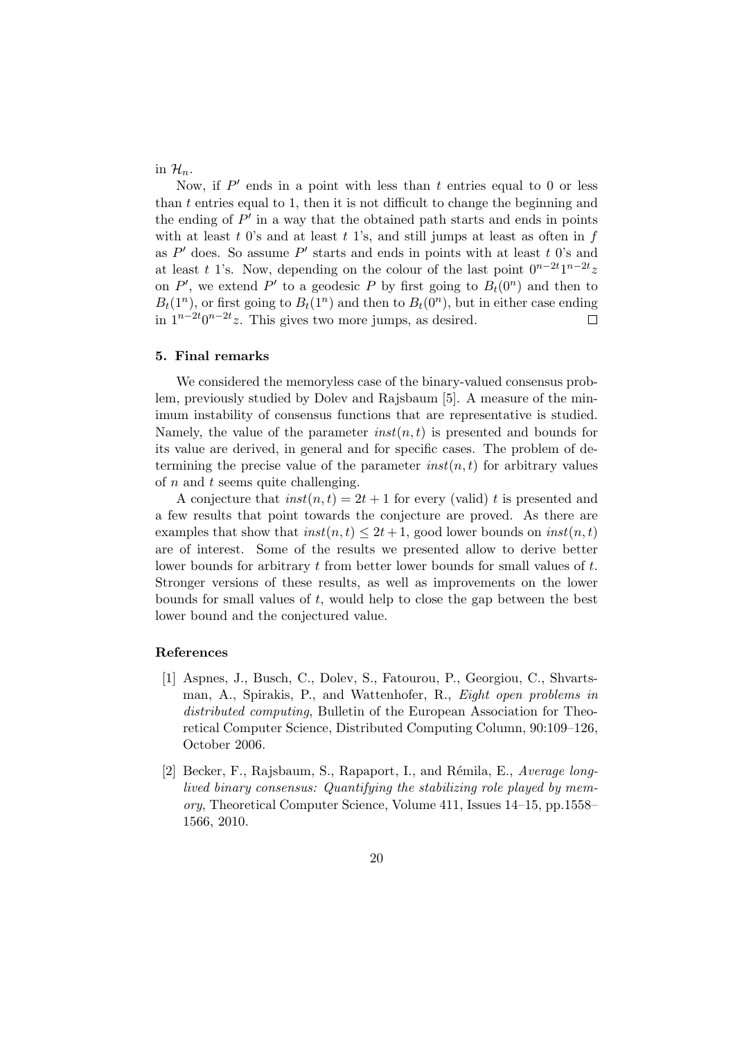in $\mathcal{H}_n$.

Now, if $P'$ ends in a point with less than $t$ entries equal to 0 or less than $t$ entries equal to 1, then it is not difficult to change the beginning and the ending of $P'$ in a way that the obtained path starts and ends in points with at least $t$ 0's and at least $t$ 1's, and still jumps at least as often in $f$ as $P'$ does. So assume $P'$ starts and ends in points with at least $t$ 0's and at least $t$ 1's. Now, depending on the colour of the last point $0^{n-2t}1^{n-2t}z$ on $P'$, we extend $P'$ to a geodesic $P$ by first going to $B_t(0^n)$ and then to $B_t(1^n)$, or first going to $B_t(1^n)$ and then to $B_t(0^n)$, but in either case ending in $1^{n-2t}0^{n-2t}z$. This gives two more jumps, as desired. $\square$

### 5. Final remarks

We considered the memoryless case of the binary-valued consensus problem, previously studied by Dolev and Rajsbaum [5]. A measure of the minimum instability of consensus functions that are representative is studied. Namely, the value of the parameter $inst(n, t)$ is presented and bounds for its value are derived, in general and for specific cases. The problem of determining the precise value of the parameter $inst(n, t)$ for arbitrary values of $n$ and $t$ seems quite challenging.

A conjecture that $inst(n, t) = 2t + 1$ for every (valid) $t$ is presented and a few results that point towards the conjecture are proved. As there are examples that show that $inst(n, t) \leq 2t + 1$, good lower bounds on $inst(n, t)$ are of interest. Some of the results we presented allow to derive better lower bounds for arbitrary $t$ from better lower bounds for small values of $t$. Stronger versions of these results, as well as improvements on the lower bounds for small values of $t$, would help to close the gap between the best lower bound and the conjectured value.

### References

[1] Aspnes, J., Busch, C., Dolev, S., Fatourou, P., Georgiou, C., Shvartsman, A., Spirakis, P., and Wattenhofer, R., *Eight open problems in distributed computing*, Bulletin of the European Association for Theoretical Computer Science, Distributed Computing Column, 90:109–126, October 2006.

[2] Becker, F., Rajsbaum, S., Rapaport, I., and Rémila, E., *Average long-lived binary consensus: Quantifying the stabilizing role played by memory*, Theoretical Computer Science, Volume 411, Issues 14–15, pp.1558–1566, 2010.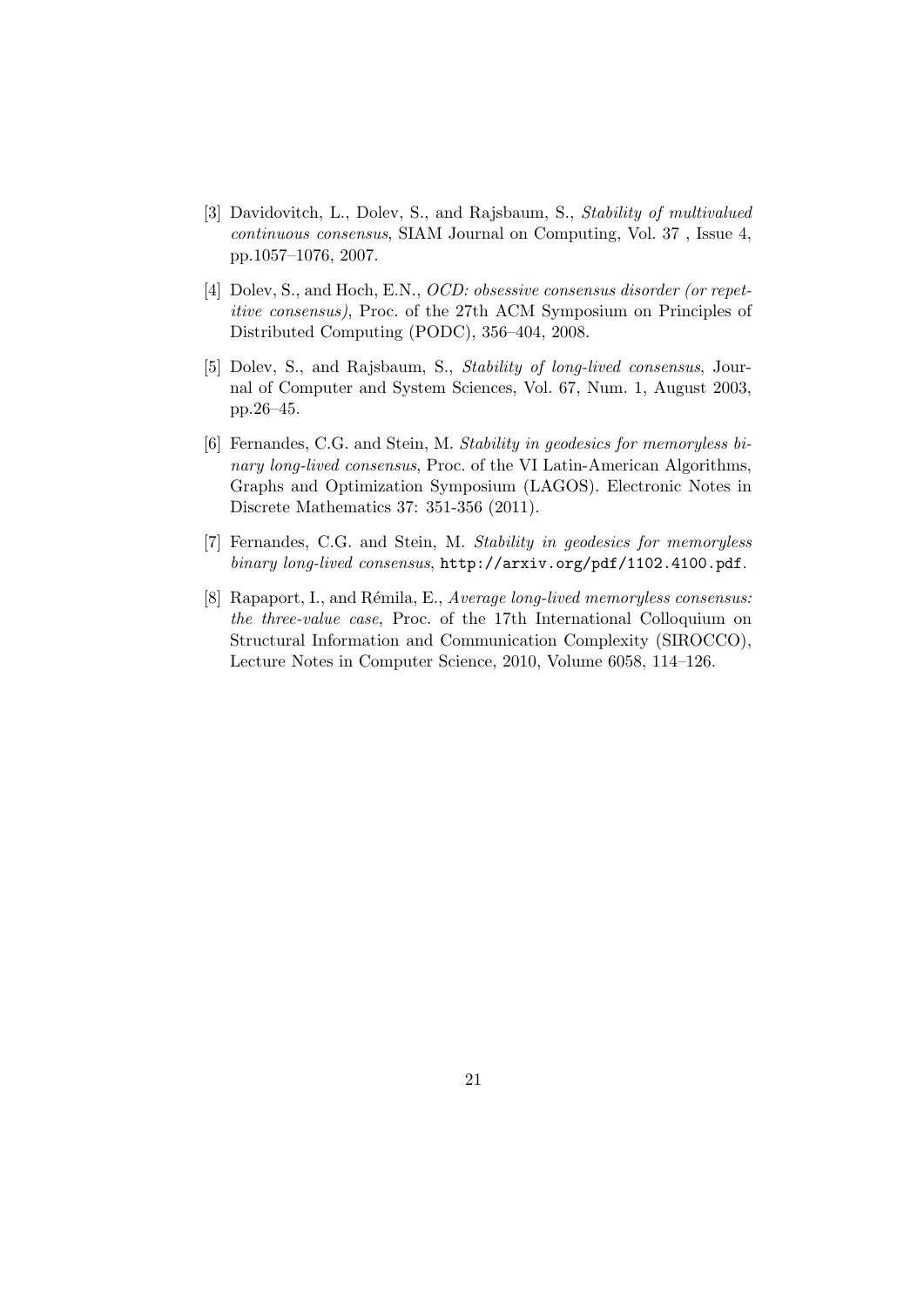[3] Davidovitch, L., Dolev, S., and Rajsbaum, S., *Stability of multivalued continuous consensus*, SIAM Journal on Computing, Vol. 37 , Issue 4, pp.1057–1076, 2007.

[4] Dolev, S., and Hoch, E.N., *OCD: obsessive consensus disorder (or repetitive consensus)*, Proc. of the 27th ACM Symposium on Principles of Distributed Computing (PODC), 356–404, 2008.

[5] Dolev, S., and Rajsbaum, S., *Stability of long-lived consensus*, Journal of Computer and System Sciences, Vol. 67, Num. 1, August 2003, pp.26–45.

[6] Fernandes, C.G. and Stein, M. *Stability in geodesics for memoryless binary long-lived consensus*, Proc. of the VI Latin-American Algorithms, Graphs and Optimization Symposium (LAGOS). Electronic Notes in Discrete Mathematics 37: 351-356 (2011).

[7] Fernandes, C.G. and Stein, M. *Stability in geodesics for memoryless binary long-lived consensus*, `http://arxiv.org/pdf/1102.4100.pdf`.

[8] Rapaport, I., and Rémila, E., *Average long-lived memoryless consensus: the three-value case*, Proc. of the 17th International Colloquium on Structural Information and Communication Complexity (SIROCCO), Lecture Notes in Computer Science, 2010, Volume 6058, 114–126.